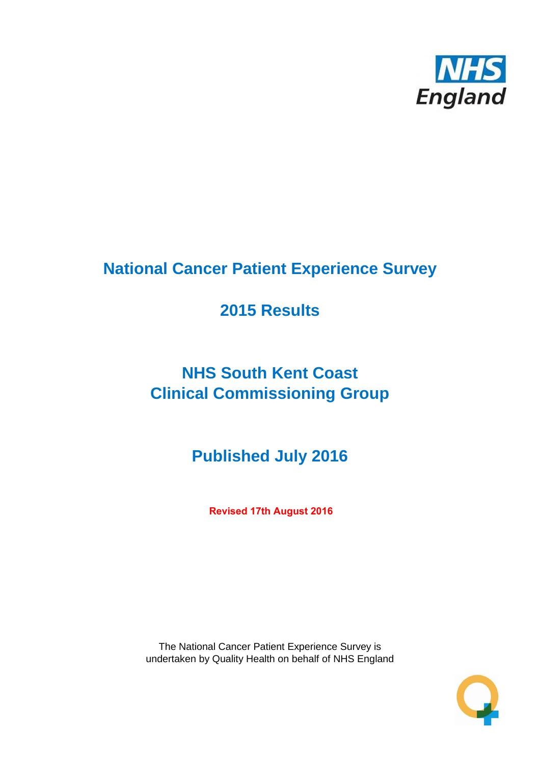NHS England

# National Cancer Patient Experience Survey

## 2015 Results

## NHS South Kent Coast Clinical Commissioning Group

## Published July 2016

**Revised 17th August 2016**

The National Cancer Patient Experience Survey is undertaken by Quality Health on behalf of NHS England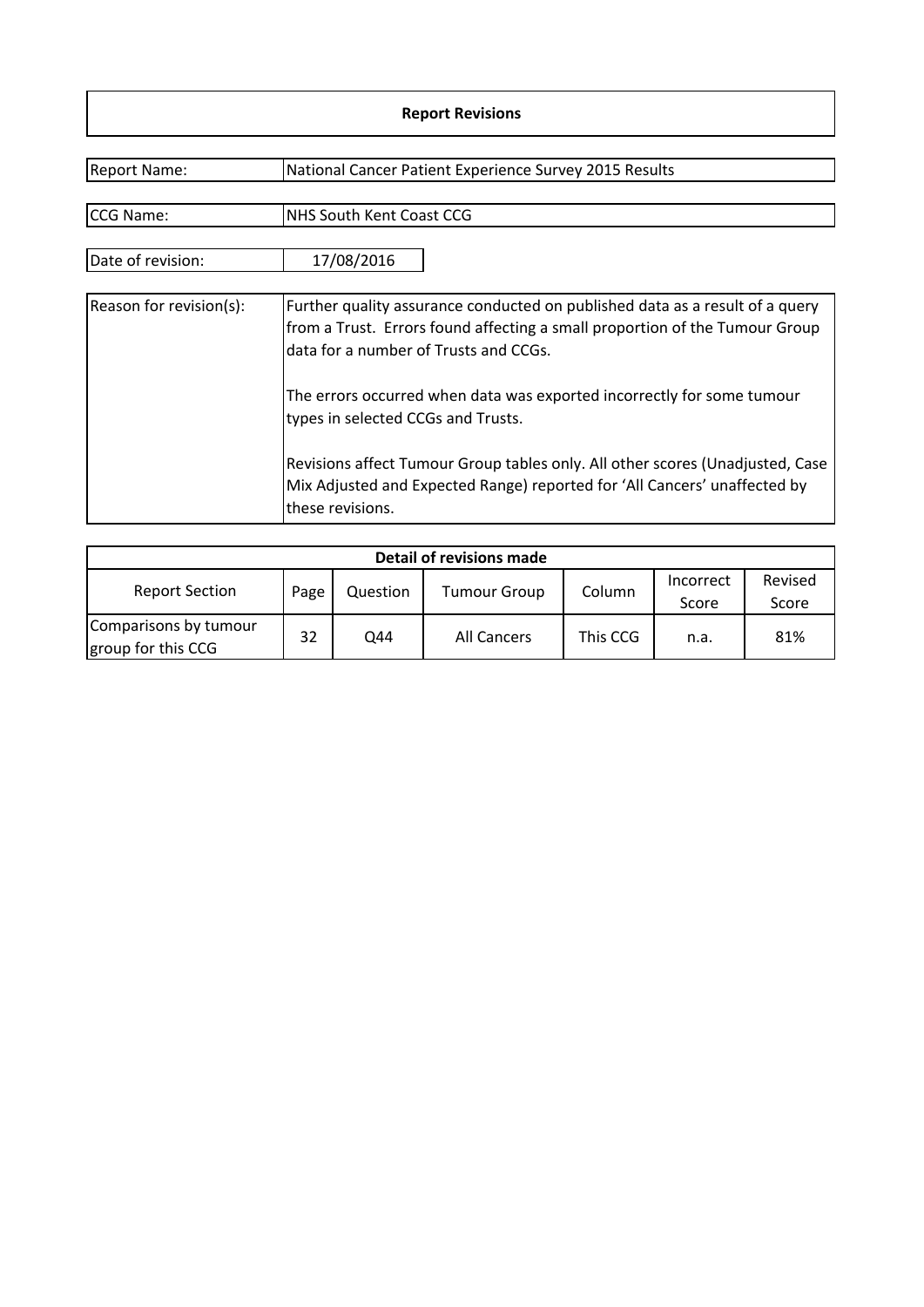## Report Revisions

| | |
|---|---|
| Report Name: | National Cancer Patient Experience Survey 2015 Results |
| CCG Name: | NHS South Kent Coast CCG |
| Date of revision: | 17/08/2016 |
| Reason for revision(s): | Further quality assurance conducted on published data as a result of a query from a Trust. Errors found affecting a small proportion of the Tumour Group data for a number of Trusts and CCGs.<br><br>The errors occurred when data was exported incorrectly for some tumour types in selected CCGs and Trusts.<br><br>Revisions affect Tumour Group tables only. All other scores (Unadjusted, Case Mix Adjusted and Expected Range) reported for 'All Cancers' unaffected by these revisions. |

**Detail of revisions made**

| Report Section | Page | Question | Tumour Group | Column | Incorrect Score | Revised Score |
|---|---|---|---|---|---|---|
| Comparisons by tumour group for this CCG | 32 | Q44 | All Cancers | This CCG | n.a. | 81% |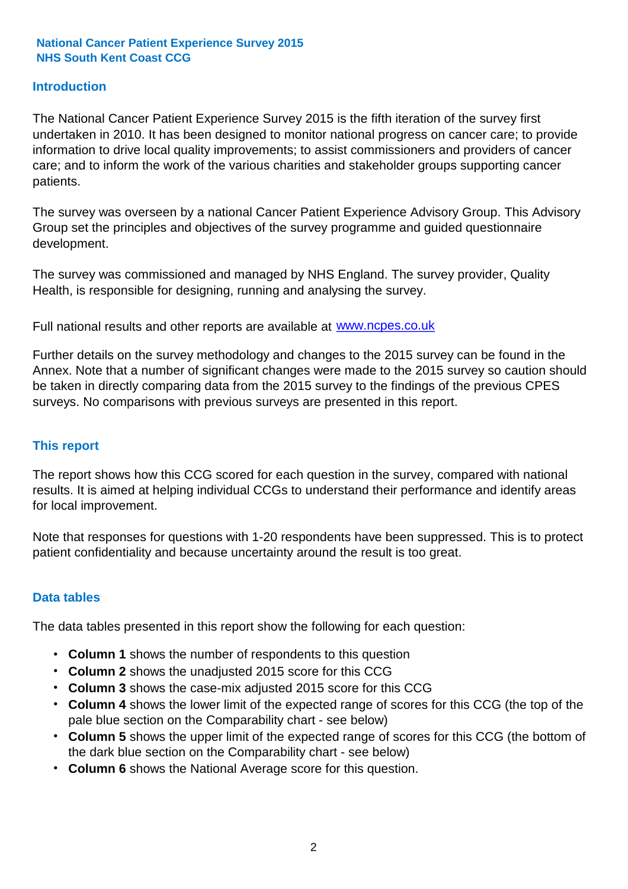**National Cancer Patient Experience Survey 2015**
**NHS South Kent Coast CCG**

## Introduction

The National Cancer Patient Experience Survey 2015 is the fifth iteration of the survey first undertaken in 2010. It has been designed to monitor national progress on cancer care; to provide information to drive local quality improvements; to assist commissioners and providers of cancer care; and to inform the work of the various charities and stakeholder groups supporting cancer patients.

The survey was overseen by a national Cancer Patient Experience Advisory Group. This Advisory Group set the principles and objectives of the survey programme and guided questionnaire development.

The survey was commissioned and managed by NHS England. The survey provider, Quality Health, is responsible for designing, running and analysing the survey.

Full national results and other reports are available at [www.ncpes.co.uk](http://www.ncpes.co.uk)

Further details on the survey methodology and changes to the 2015 survey can be found in the Annex. Note that a number of significant changes were made to the 2015 survey so caution should be taken in directly comparing data from the 2015 survey to the findings of the previous CPES surveys. No comparisons with previous surveys are presented in this report.

## This report

The report shows how this CCG scored for each question in the survey, compared with national results. It is aimed at helping individual CCGs to understand their performance and identify areas for local improvement.

Note that responses for questions with 1-20 respondents have been suppressed. This is to protect patient confidentiality and because uncertainty around the result is too great.

## Data tables

The data tables presented in this report show the following for each question:

- **Column 1** shows the number of respondents to this question
- **Column 2** shows the unadjusted 2015 score for this CCG
- **Column 3** shows the case-mix adjusted 2015 score for this CCG
- **Column 4** shows the lower limit of the expected range of scores for this CCG (the top of the pale blue section on the Comparability chart - see below)
- **Column 5** shows the upper limit of the expected range of scores for this CCG (the bottom of the dark blue section on the Comparability chart - see below)
- **Column 6** shows the National Average score for this question.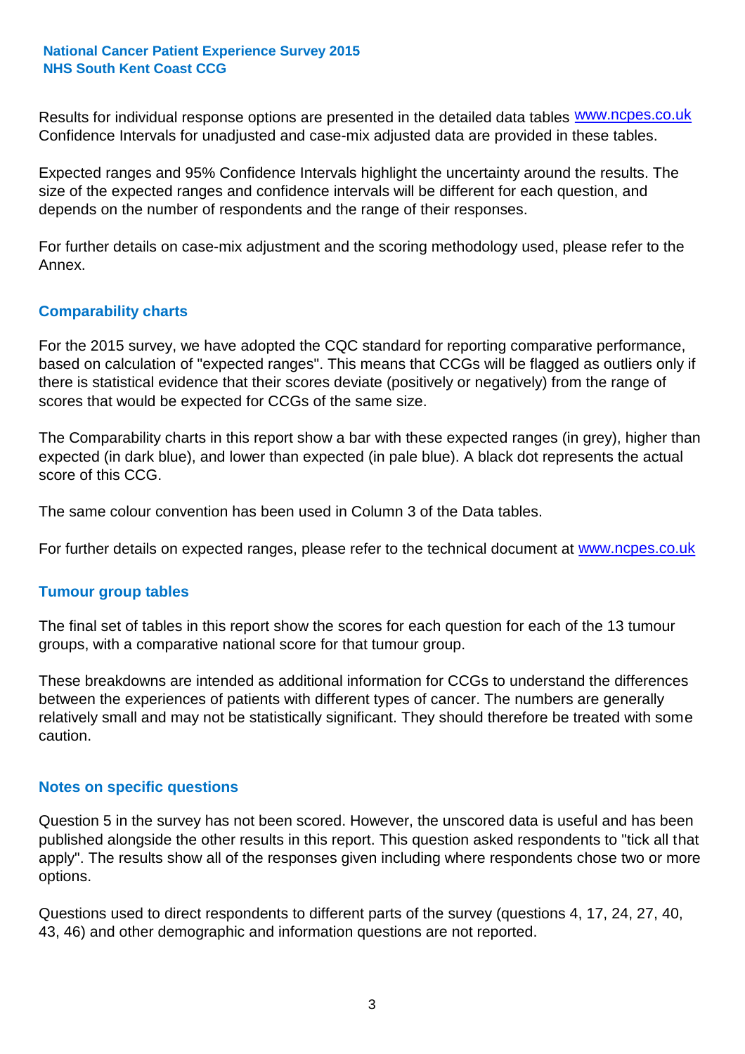Results for individual response options are presented in the detailed data tables www.ncpes.co.uk Confidence Intervals for unadjusted and case-mix adjusted data are provided in these tables.

Expected ranges and 95% Confidence Intervals highlight the uncertainty around the results. The size of the expected ranges and confidence intervals will be different for each question, and depends on the number of respondents and the range of their responses.

For further details on case-mix adjustment and the scoring methodology used, please refer to the Annex.

## Comparability charts

For the 2015 survey, we have adopted the CQC standard for reporting comparative performance, based on calculation of "expected ranges". This means that CCGs will be flagged as outliers only if there is statistical evidence that their scores deviate (positively or negatively) from the range of scores that would be expected for CCGs of the same size.

The Comparability charts in this report show a bar with these expected ranges (in grey), higher than expected (in dark blue), and lower than expected (in pale blue). A black dot represents the actual score of this CCG.

The same colour convention has been used in Column 3 of the Data tables.

For further details on expected ranges, please refer to the technical document at www.ncpes.co.uk

## Tumour group tables

The final set of tables in this report show the scores for each question for each of the 13 tumour groups, with a comparative national score for that tumour group.

These breakdowns are intended as additional information for CCGs to understand the differences between the experiences of patients with different types of cancer. The numbers are generally relatively small and may not be statistically significant. They should therefore be treated with some caution.

## Notes on specific questions

Question 5 in the survey has not been scored. However, the unscored data is useful and has been published alongside the other results in this report. This question asked respondents to "tick all that apply". The results show all of the responses given including where respondents chose two or more options.

Questions used to direct respondents to different parts of the survey (questions 4, 17, 24, 27, 40, 43, 46) and other demographic and information questions are not reported.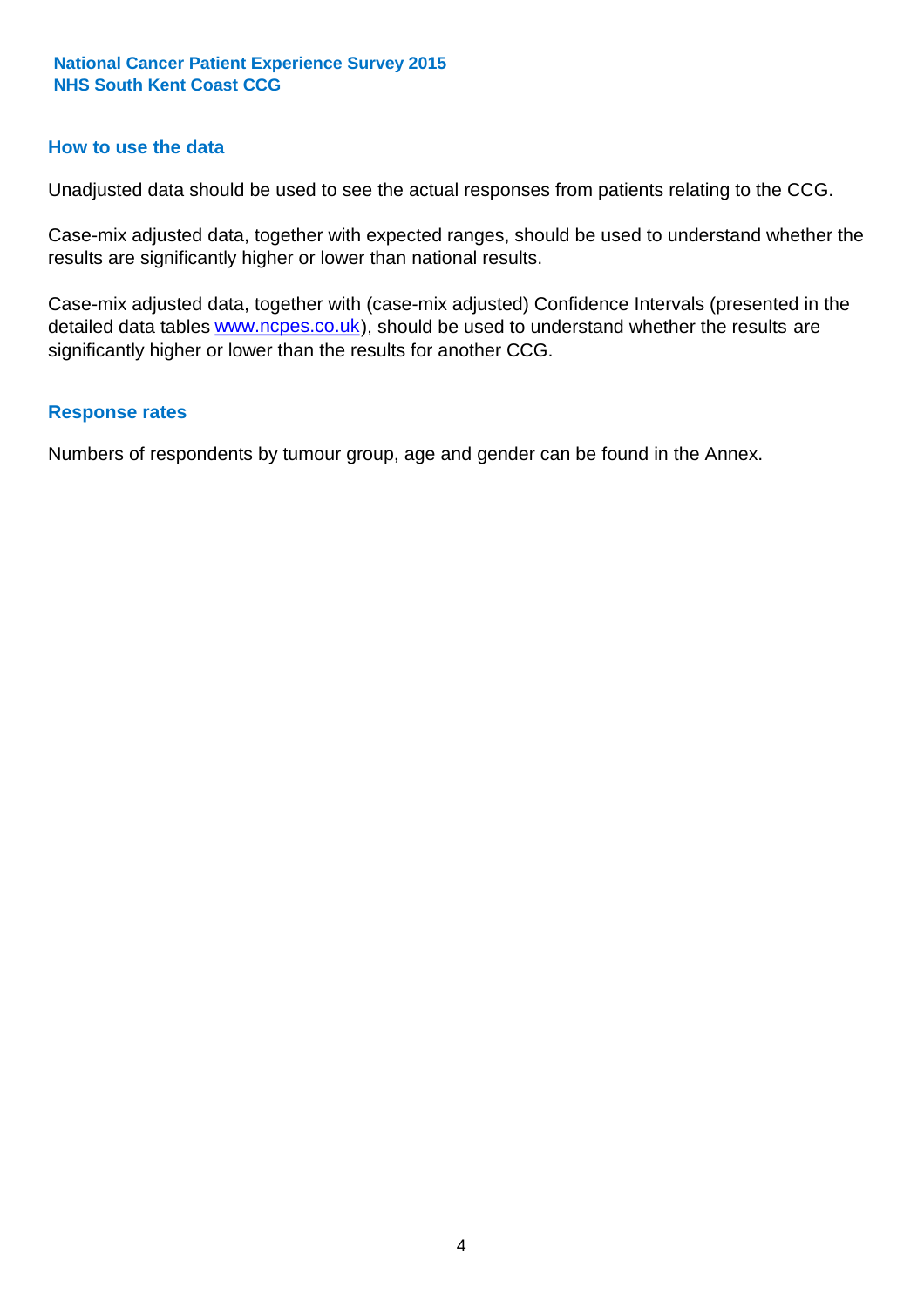## How to use the data

Unadjusted data should be used to see the actual responses from patients relating to the CCG.

Case-mix adjusted data, together with expected ranges, should be used to understand whether the results are significantly higher or lower than national results.

Case-mix adjusted data, together with (case-mix adjusted) Confidence Intervals (presented in the detailed data tables www.ncpes.co.uk), should be used to understand whether the results are significantly higher or lower than the results for another CCG.

## Response rates

Numbers of respondents by tumour group, age and gender can be found in the Annex.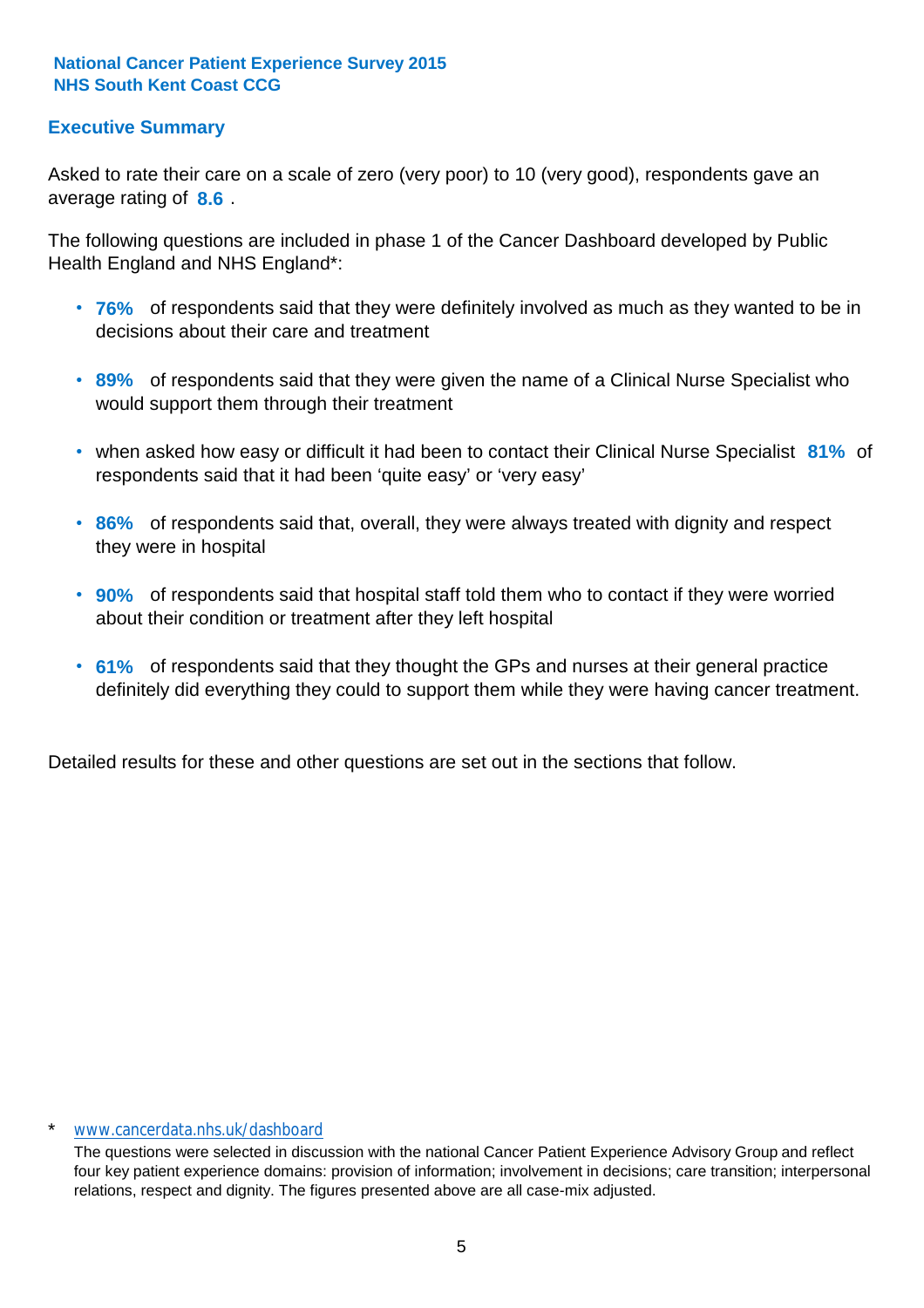**National Cancer Patient Experience Survey 2015**
**NHS South Kent Coast CCG**

## Executive Summary

Asked to rate their care on a scale of zero (very poor) to 10 (very good), respondents gave an average rating of **8.6** .

The following questions are included in phase 1 of the Cancer Dashboard developed by Public Health England and NHS England*:

- **76%** of respondents said that they were definitely involved as much as they wanted to be in decisions about their care and treatment
- **89%** of respondents said that they were given the name of a Clinical Nurse Specialist who would support them through their treatment
- when asked how easy or difficult it had been to contact their Clinical Nurse Specialist **81%** of respondents said that it had been 'quite easy' or 'very easy'
- **86%** of respondents said that, overall, they were always treated with dignity and respect they were in hospital
- **90%** of respondents said that hospital staff told them who to contact if they were worried about their condition or treatment after they left hospital
- **61%** of respondents said that they thought the GPs and nurses at their general practice definitely did everything they could to support them while they were having cancer treatment.

Detailed results for these and other questions are set out in the sections that follow.

* www.cancerdata.nhs.uk/dashboard

The questions were selected in discussion with the national Cancer Patient Experience Advisory Group and reflect four key patient experience domains: provision of information; involvement in decisions; care transition; interpersonal relations, respect and dignity. The figures presented above are all case-mix adjusted.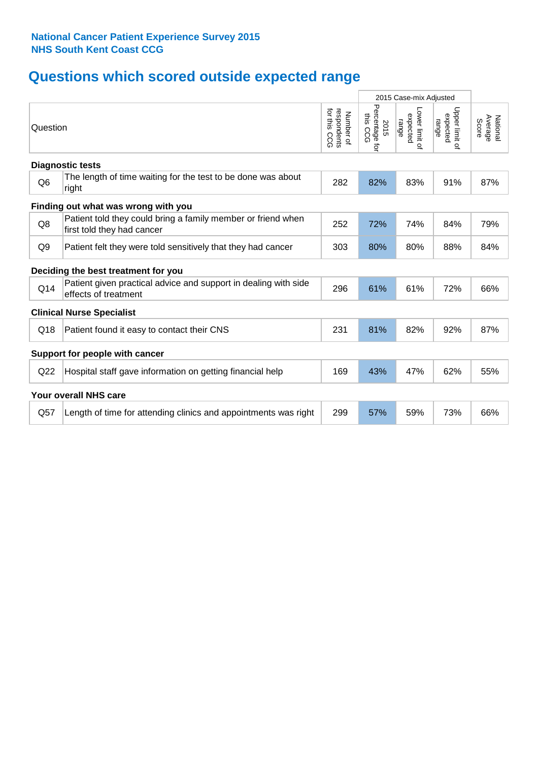**National Cancer Patient Experience Survey 2015**
**NHS South Kent Coast CCG**

# Questions which scored outside expected range

| | Question | Number of respondents for this CCG | 2015 Case-mix Adjusted: 2015 Percentage for this CCG | 2015 Case-mix Adjusted: Lower limit of expected range | 2015 Case-mix Adjusted: Upper limit of expected range | National Average Score |
|---|---|---|---|---|---|---|
| **Diagnostic tests** | | | | | | |
| Q6 | The length of time waiting for the test to be done was about right | 282 | 82% | 83% | 91% | 87% |
| **Finding out what was wrong with you** | | | | | | |
| Q8 | Patient told they could bring a family member or friend when first told they had cancer | 252 | 72% | 74% | 84% | 79% |
| Q9 | Patient felt they were told sensitively that they had cancer | 303 | 80% | 80% | 88% | 84% |
| **Deciding the best treatment for you** | | | | | | |
| Q14 | Patient given practical advice and support in dealing with side effects of treatment | 296 | 61% | 61% | 72% | 66% |
| **Clinical Nurse Specialist** | | | | | | |
| Q18 | Patient found it easy to contact their CNS | 231 | 81% | 82% | 92% | 87% |
| **Support for people with cancer** | | | | | | |
| Q22 | Hospital staff gave information on getting financial help | 169 | 43% | 47% | 62% | 55% |
| **Your overall NHS care** | | | | | | |
| Q57 | Length of time for attending clinics and appointments was right | 299 | 57% | 59% | 73% | 66% |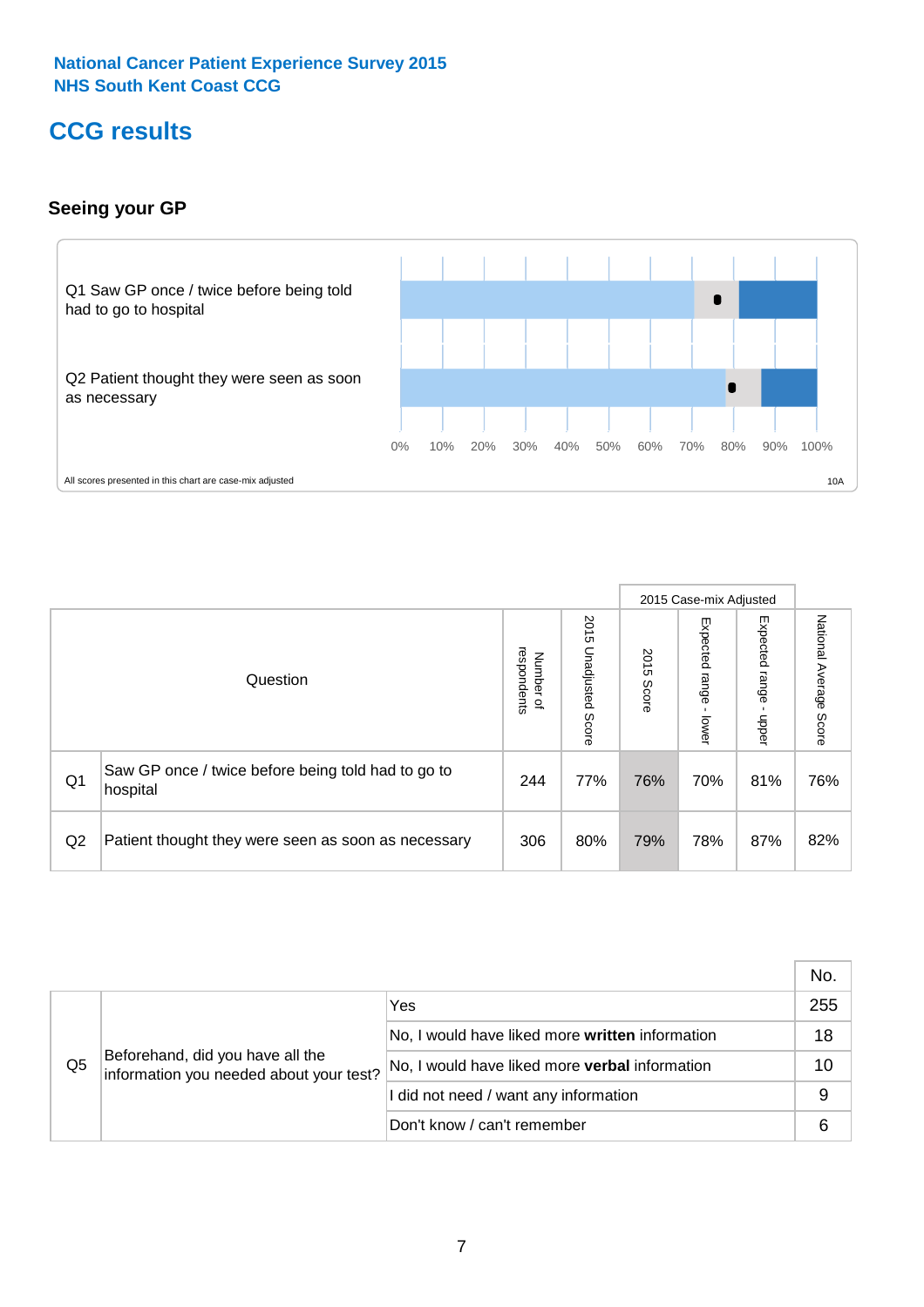National Cancer Patient Experience Survey 2015
NHS South Kent Coast CCG

# CCG results

### Seeing your GP

Q1 Saw GP once / twice before being told had to go to hospital

Q2 Patient thought they were seen as soon as necessary

0% 10% 20% 30% 40% 50% 60% 70% 80% 90% 100%

All scores presented in this chart are case-mix adjusted

10A

| | Question | Number of respondents | 2015 Unadjusted Score | 2015 Case-mix Adjusted | | | National Average Score |
|---|---|---|---|---|---|---|---|
| | | | | 2015 Score | Expected range - lower | Expected range - upper | |
| Q1 | Saw GP once / twice before being told had to go to hospital | 244 | 77% | 76% | 70% | 81% | 76% |
| Q2 | Patient thought they were seen as soon as necessary | 306 | 80% | 79% | 78% | 87% | 82% |

| | | | No. |
|---|---|---|---|
| Q5 | Beforehand, did you have all the information you needed about your test? | Yes | 255 |
| | | No, I would have liked more **written** information | 18 |
| | | No, I would have liked more **verbal** information | 10 |
| | | I did not need / want any information | 9 |
| | | Don't know / can't remember | 6 |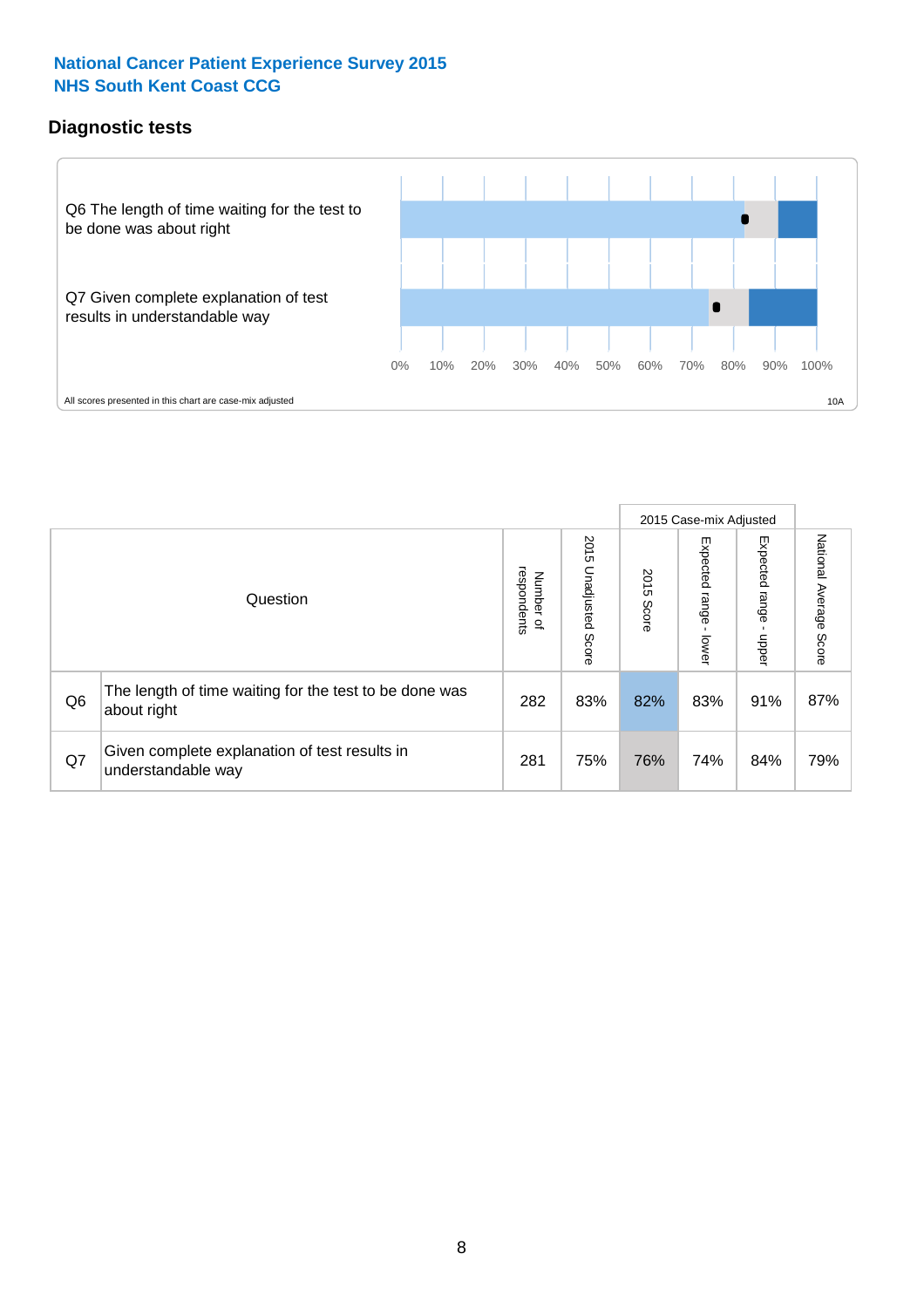**National Cancer Patient Experience Survey 2015**
**NHS South Kent Coast CCG**

## Diagnostic tests

Q6 The length of time waiting for the test to be done was about right

Q7 Given complete explanation of test results in understandable way

0% 10% 20% 30% 40% 50% 60% 70% 80% 90% 100%

All scores presented in this chart are case-mix adjusted

10A

| Question | | Number of respondents | 2015 Unadjusted Score | 2015 Case-mix Adjusted: 2015 Score | 2015 Case-mix Adjusted: Expected range - lower | 2015 Case-mix Adjusted: Expected range - upper | National Average Score |
|---|---|---|---|---|---|---|---|
| Q6 | The length of time waiting for the test to be done was about right | 282 | 83% | 82% | 83% | 91% | 87% |
| Q7 | Given complete explanation of test results in understandable way | 281 | 75% | 76% | 74% | 84% | 79% |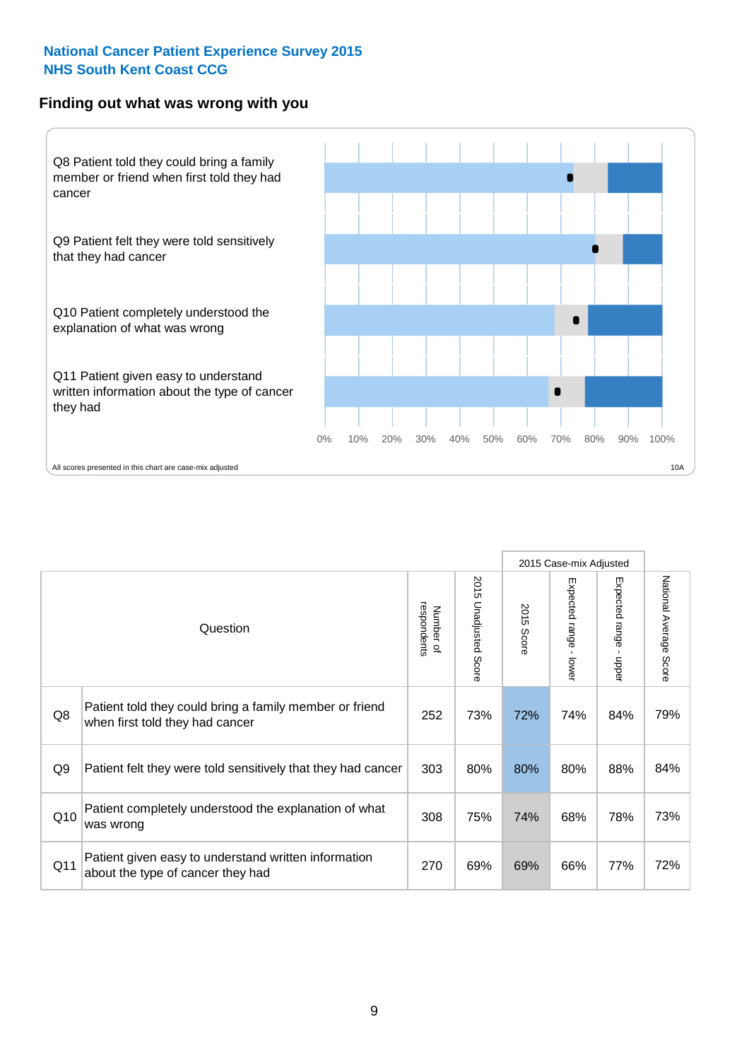## National Cancer Patient Experience Survey 2015
## NHS South Kent Coast CCG

### Finding out what was wrong with you

Q8 Patient told they could bring a family member or friend when first told they had cancer

Q9 Patient felt they were told sensitively that they had cancer

Q10 Patient completely understood the explanation of what was wrong

Q11 Patient given easy to understand written information about the type of cancer they had

0% 10% 20% 30% 40% 50% 60% 70% 80% 90% 100%

All scores presented in this chart are case-mix adjusted

10A

| | Question | Number of respondents | 2015 Unadjusted Score | 2015 Case-mix Adjusted: 2015 Score | 2015 Case-mix Adjusted: Expected range - lower | 2015 Case-mix Adjusted: Expected range - upper | National Average Score |
|---|---|---|---|---|---|---|---|
| Q8 | Patient told they could bring a family member or friend when first told they had cancer | 252 | 73% | 72% | 74% | 84% | 79% |
| Q9 | Patient felt they were told sensitively that they had cancer | 303 | 80% | 80% | 80% | 88% | 84% |
| Q10 | Patient completely understood the explanation of what was wrong | 308 | 75% | 74% | 68% | 78% | 73% |
| Q11 | Patient given easy to understand written information about the type of cancer they had | 270 | 69% | 69% | 66% | 77% | 72% |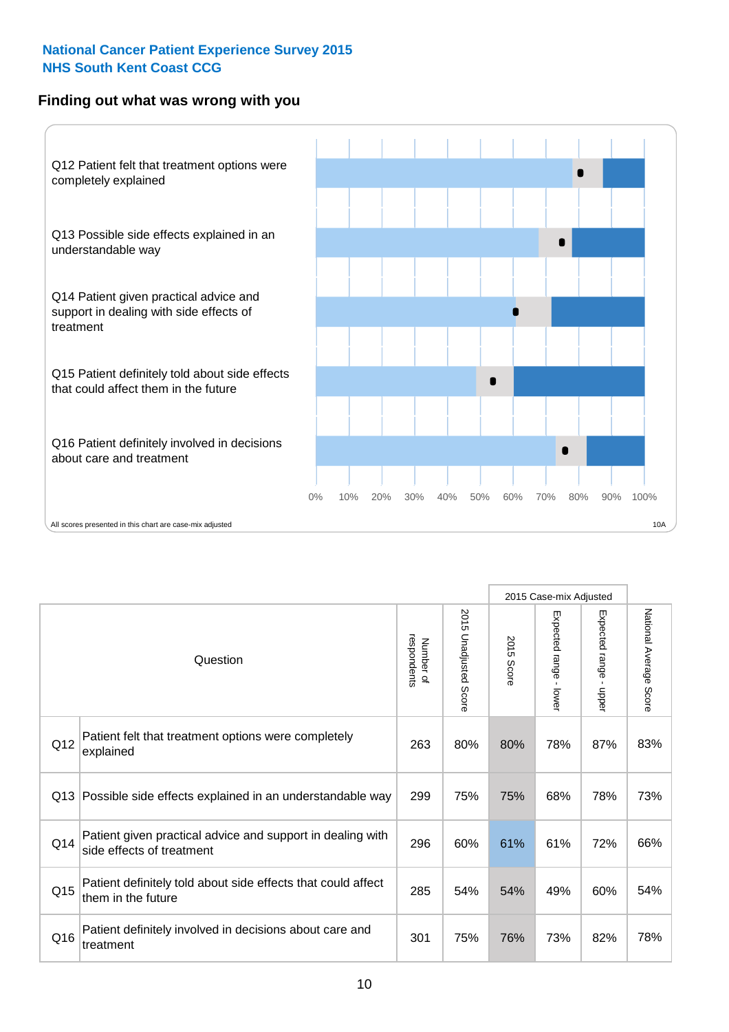National Cancer Patient Experience Survey 2015
NHS South Kent Coast CCG

## Finding out what was wrong with you

Q12 Patient felt that treatment options were completely explained

Q13 Possible side effects explained in an understandable way

Q14 Patient given practical advice and support in dealing with side effects of treatment

Q15 Patient definitely told about side effects that could affect them in the future

Q16 Patient definitely involved in decisions about care and treatment

0% 10% 20% 30% 40% 50% 60% 70% 80% 90% 100%

All scores presented in this chart are case-mix adjusted

10A

| | Question | Number of respondents | 2015 Unadjusted Score | 2015 Case-mix Adjusted | | | National Average Score |
|---|---|---|---|---|---|---|---|
| | | | | 2015 Score | Expected range - lower | Expected range - upper | |
| Q12 | Patient felt that treatment options were completely explained | 263 | 80% | 80% | 78% | 87% | 83% |
| Q13 | Possible side effects explained in an understandable way | 299 | 75% | 75% | 68% | 78% | 73% |
| Q14 | Patient given practical advice and support in dealing with side effects of treatment | 296 | 60% | 61% | 61% | 72% | 66% |
| Q15 | Patient definitely told about side effects that could affect them in the future | 285 | 54% | 54% | 49% | 60% | 54% |
| Q16 | Patient definitely involved in decisions about care and treatment | 301 | 75% | 76% | 73% | 82% | 78% |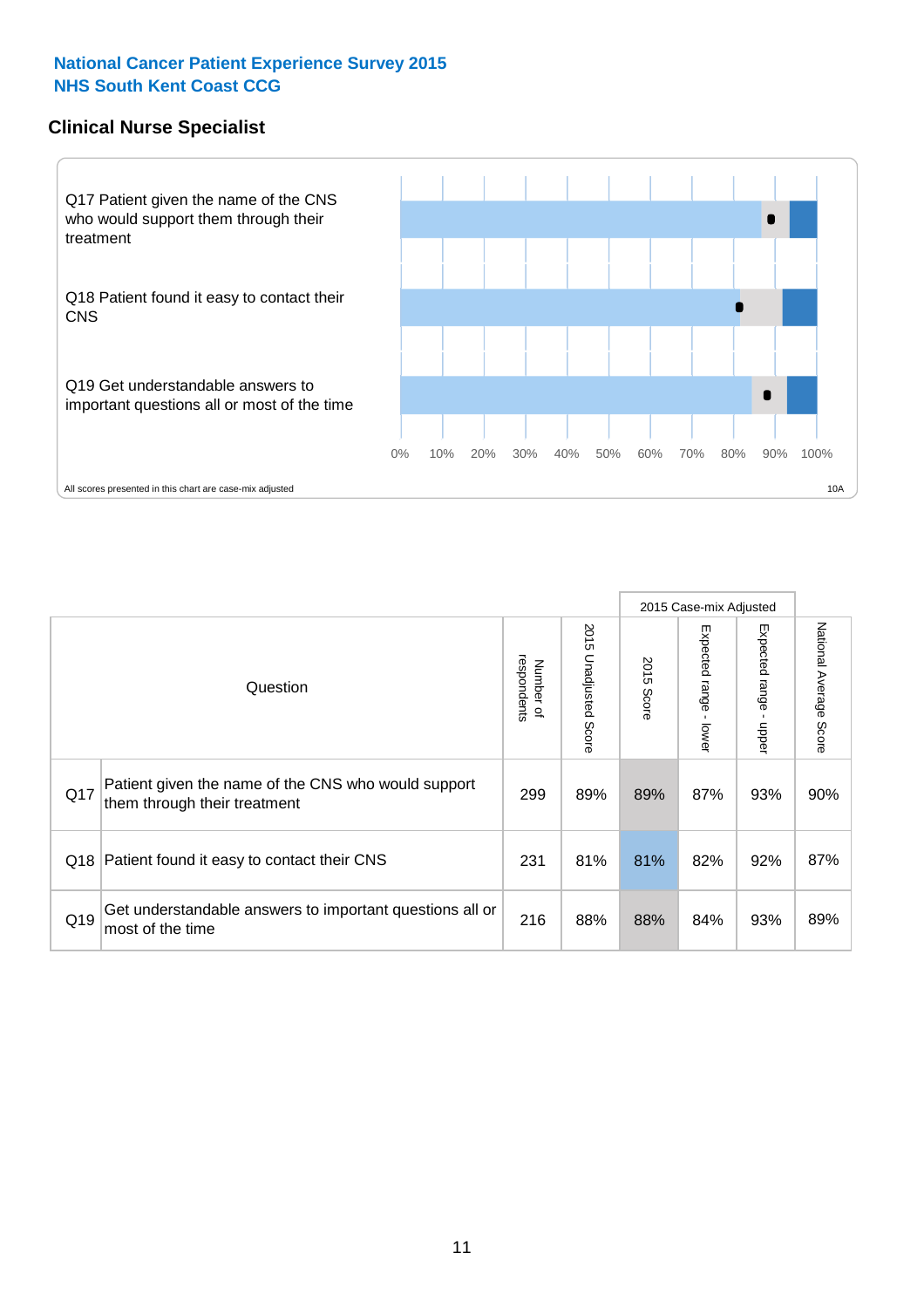**National Cancer Patient Experience Survey 2015**
**NHS South Kent Coast CCG**

## Clinical Nurse Specialist

Q17 Patient given the name of the CNS who would support them through their treatment

Q18 Patient found it easy to contact their CNS

Q19 Get understandable answers to important questions all or most of the time

0% 10% 20% 30% 40% 50% 60% 70% 80% 90% 100%

All scores presented in this chart are case-mix adjusted

10A

| Question | | Number of respondents | 2015 Unadjusted Score | 2015 Case-mix Adjusted: 2015 Score | 2015 Case-mix Adjusted: Expected range - lower | 2015 Case-mix Adjusted: Expected range - upper | National Average Score |
|---|---|---|---|---|---|---|---|
| Q17 | Patient given the name of the CNS who would support them through their treatment | 299 | 89% | 89% | 87% | 93% | 90% |
| Q18 | Patient found it easy to contact their CNS | 231 | 81% | 81% | 82% | 92% | 87% |
| Q19 | Get understandable answers to important questions all or most of the time | 216 | 88% | 88% | 84% | 93% | 89% |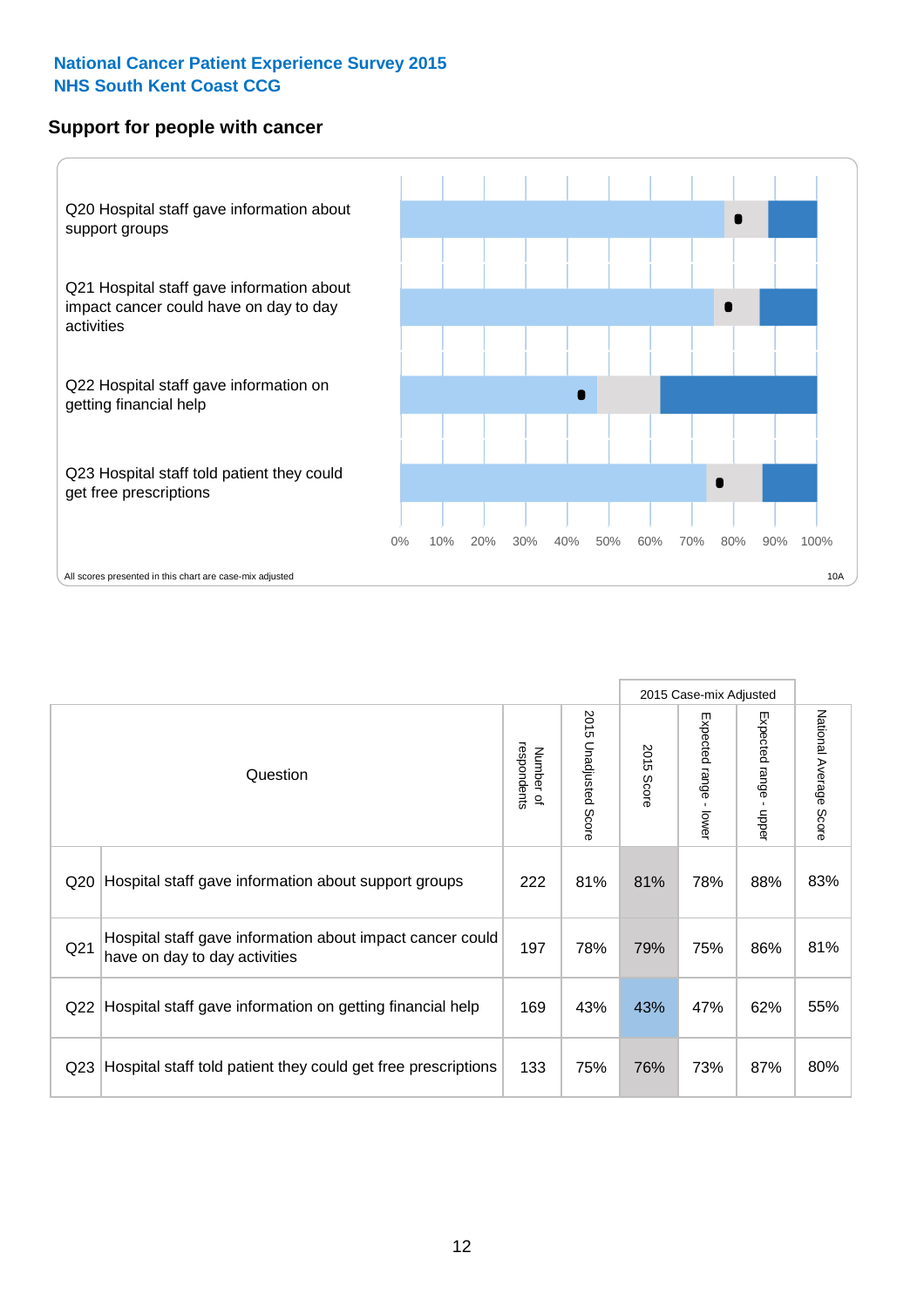**National Cancer Patient Experience Survey 2015**
**NHS South Kent Coast CCG**

## Support for people with cancer

Q20 Hospital staff gave information about support groups

Q21 Hospital staff gave information about impact cancer could have on day to day activities

Q22 Hospital staff gave information on getting financial help

Q23 Hospital staff told patient they could get free prescriptions

0% 10% 20% 30% 40% 50% 60% 70% 80% 90% 100%

All scores presented in this chart are case-mix adjusted

10A

| Question | | Number of respondents | 2015 Unadjusted Score | 2015 Case-mix Adjusted | | | National Average Score |
|---|---|---|---|---|---|---|---|
| | | | | 2015 Score | Expected range - lower | Expected range - upper | |
| Q20 | Hospital staff gave information about support groups | 222 | 81% | 81% | 78% | 88% | 83% |
| Q21 | Hospital staff gave information about impact cancer could have on day to day activities | 197 | 78% | 79% | 75% | 86% | 81% |
| Q22 | Hospital staff gave information on getting financial help | 169 | 43% | 43% | 47% | 62% | 55% |
| Q23 | Hospital staff told patient they could get free prescriptions | 133 | 75% | 76% | 73% | 87% | 80% |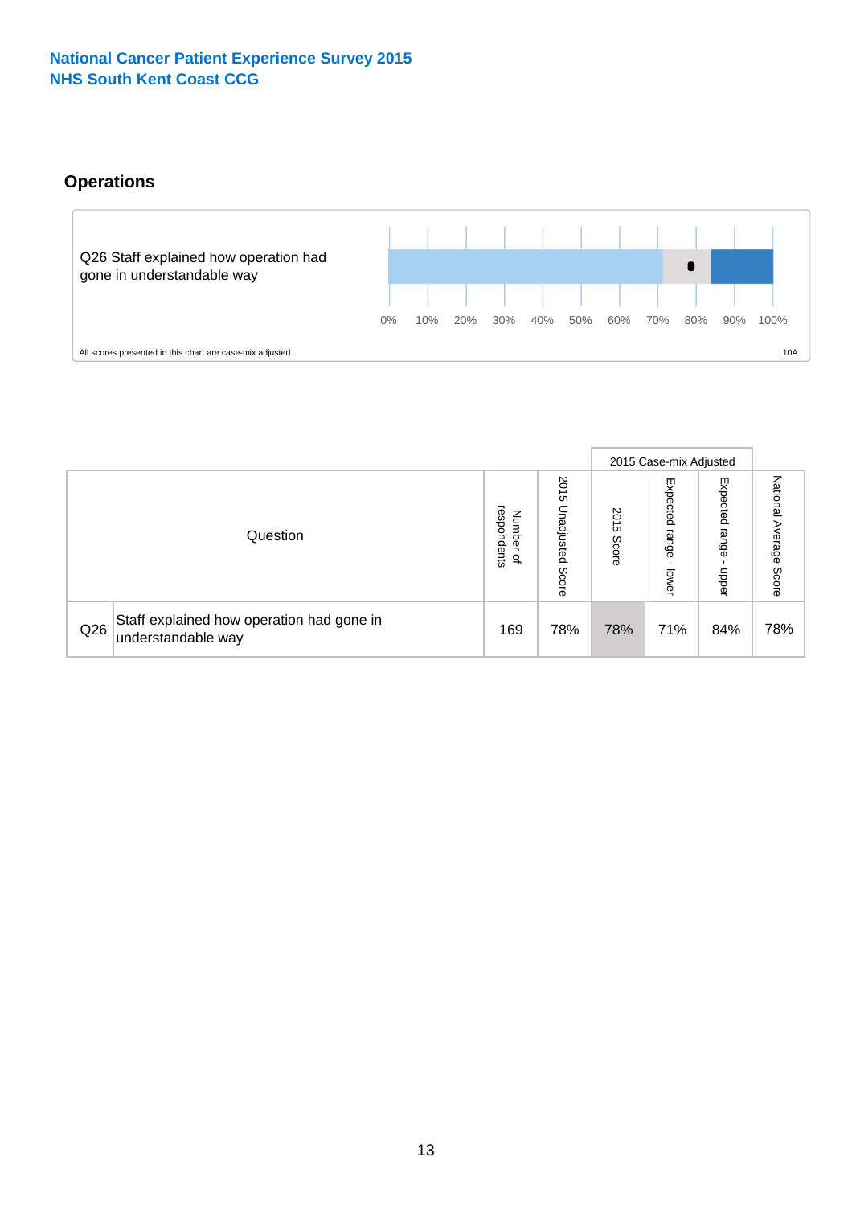National Cancer Patient Experience Survey 2015
NHS South Kent Coast CCG

## Operations

Q26 Staff explained how operation had gone in understandable way

0% 10% 20% 30% 40% 50% 60% 70% 80% 90% 100%

All scores presented in this chart are case-mix adjusted

10A

| | Question | Number of respondents | 2015 Unadjusted Score | 2015 Case-mix Adjusted | | | National Average Score |
|---|---|---|---|---|---|---|---|
| | | | | 2015 Score | Expected range - lower | Expected range - upper | |
| Q26 | Staff explained how operation had gone in understandable way | 169 | 78% | 78% | 71% | 84% | 78% |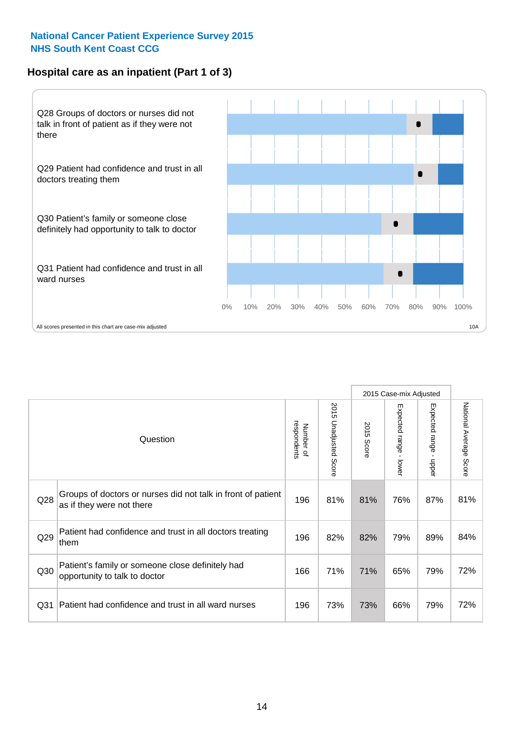National Cancer Patient Experience Survey 2015
NHS South Kent Coast CCG

## Hospital care as an inpatient (Part 1 of 3)

Q28 Groups of doctors or nurses did not talk in front of patient as if they were not there

Q29 Patient had confidence and trust in all doctors treating them

Q30 Patient's family or someone close definitely had opportunity to talk to doctor

Q31 Patient had confidence and trust in all ward nurses

0% 10% 20% 30% 40% 50% 60% 70% 80% 90% 100%

All scores presented in this chart are case-mix adjusted

10A

| | Question | Number of respondents | 2015 Unadjusted Score | 2015 Case-mix Adjusted: 2015 Score | 2015 Case-mix Adjusted: Expected range - lower | 2015 Case-mix Adjusted: Expected range - upper | National Average Score |
|---|---|---|---|---|---|---|---|
| Q28 | Groups of doctors or nurses did not talk in front of patient as if they were not there | 196 | 81% | 81% | 76% | 87% | 81% |
| Q29 | Patient had confidence and trust in all doctors treating them | 196 | 82% | 82% | 79% | 89% | 84% |
| Q30 | Patient's family or someone close definitely had opportunity to talk to doctor | 166 | 71% | 71% | 65% | 79% | 72% |
| Q31 | Patient had confidence and trust in all ward nurses | 196 | 73% | 73% | 66% | 79% | 72% |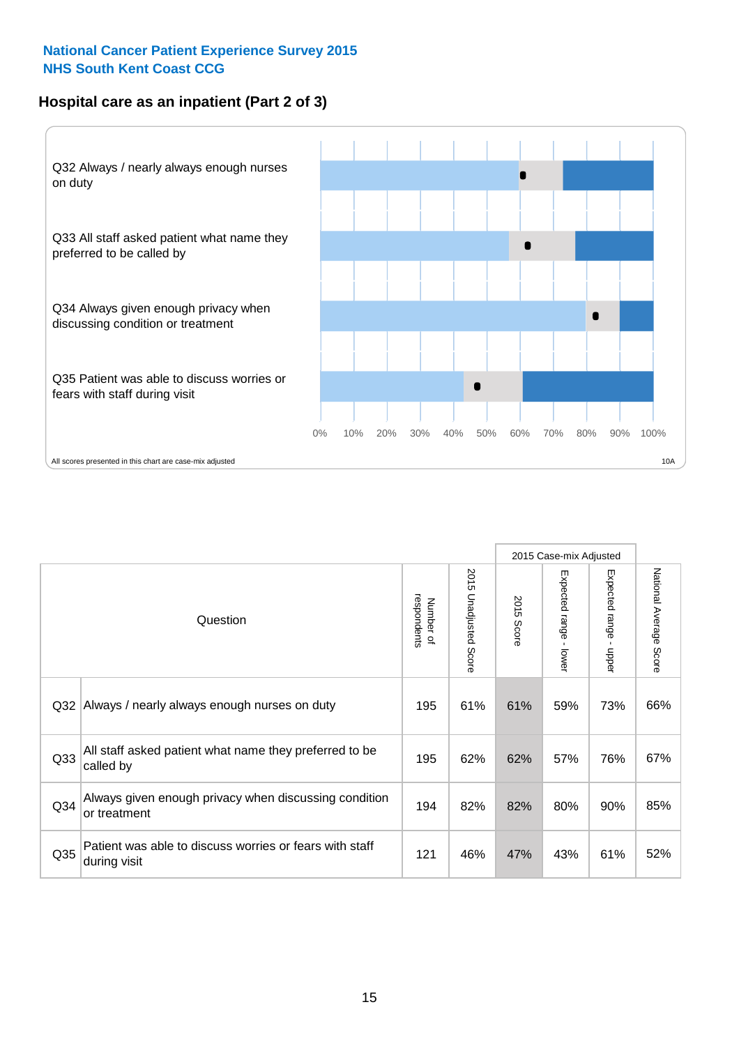# National Cancer Patient Experience Survey 2015
## NHS South Kent Coast CCG

### Hospital care as an inpatient (Part 2 of 3)

Q32 Always / nearly always enough nurses on duty

Q33 All staff asked patient what name they preferred to be called by

Q34 Always given enough privacy when discussing condition or treatment

Q35 Patient was able to discuss worries or fears with staff during visit

0% 10% 20% 30% 40% 50% 60% 70% 80% 90% 100%

All scores presented in this chart are case-mix adjusted

10A

| Question | | Number of respondents | 2015 Unadjusted Score | 2015 Case-mix Adjusted | | | National Average Score |
|---|---|---|---|---|---|---|---|
| | | | | 2015 Score | Expected range - lower | Expected range - upper | |
| Q32 | Always / nearly always enough nurses on duty | 195 | 61% | 61% | 59% | 73% | 66% |
| Q33 | All staff asked patient what name they preferred to be called by | 195 | 62% | 62% | 57% | 76% | 67% |
| Q34 | Always given enough privacy when discussing condition or treatment | 194 | 82% | 82% | 80% | 90% | 85% |
| Q35 | Patient was able to discuss worries or fears with staff during visit | 121 | 46% | 47% | 43% | 61% | 52% |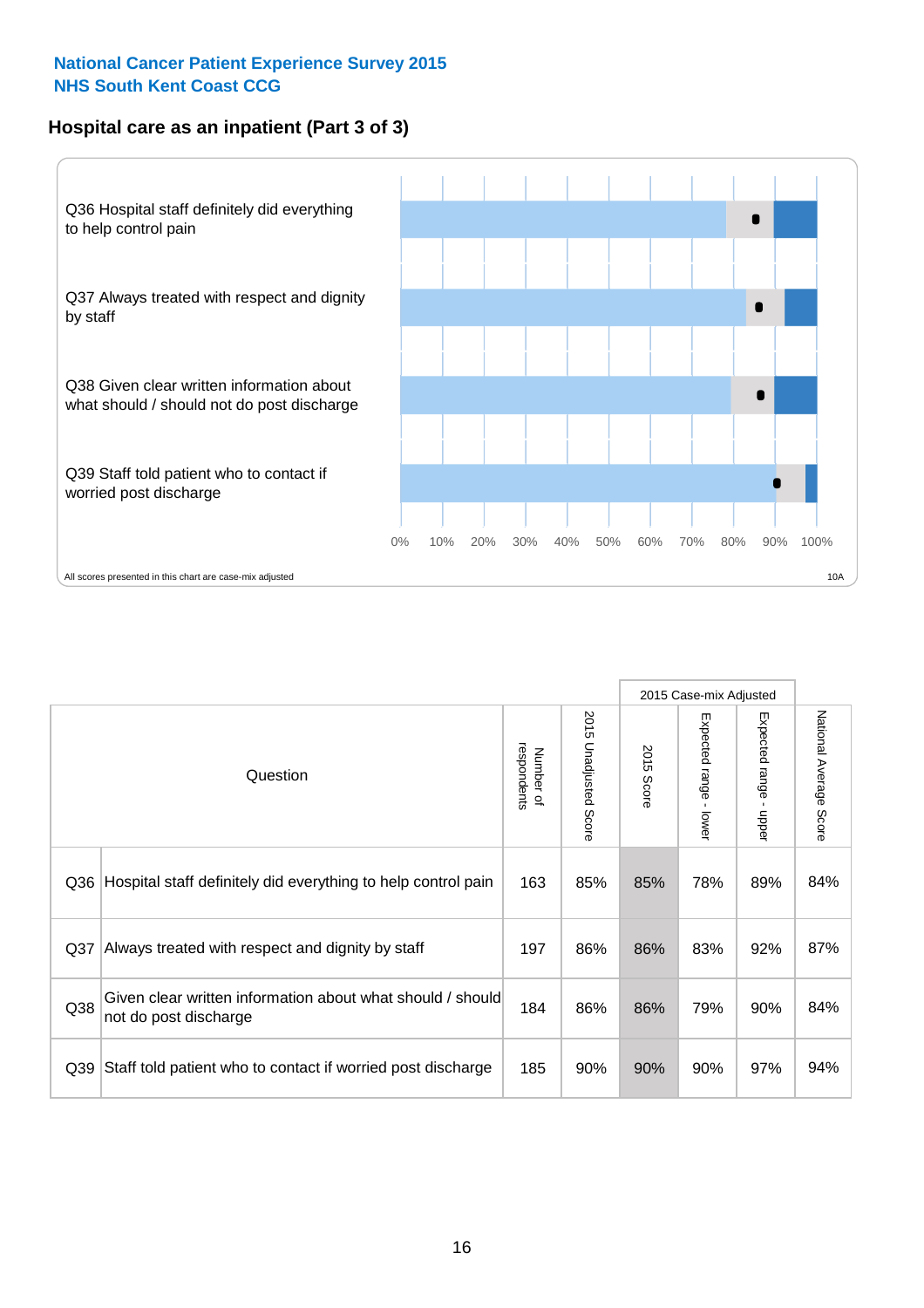**National Cancer Patient Experience Survey 2015**
**NHS South Kent Coast CCG**

## Hospital care as an inpatient (Part 3 of 3)

Q36 Hospital staff definitely did everything to help control pain

Q37 Always treated with respect and dignity by staff

Q38 Given clear written information about what should / should not do post discharge

Q39 Staff told patient who to contact if worried post discharge

0% 10% 20% 30% 40% 50% 60% 70% 80% 90% 100%

All scores presented in this chart are case-mix adjusted

10A

| | Question | Number of respondents | 2015 Unadjusted Score | 2015 Case-mix Adjusted: 2015 Score | 2015 Case-mix Adjusted: Expected range - lower | 2015 Case-mix Adjusted: Expected range - upper | National Average Score |
|---|---|---|---|---|---|---|---|
| Q36 | Hospital staff definitely did everything to help control pain | 163 | 85% | 85% | 78% | 89% | 84% |
| Q37 | Always treated with respect and dignity by staff | 197 | 86% | 86% | 83% | 92% | 87% |
| Q38 | Given clear written information about what should / should not do post discharge | 184 | 86% | 86% | 79% | 90% | 84% |
| Q39 | Staff told patient who to contact if worried post discharge | 185 | 90% | 90% | 90% | 97% | 94% |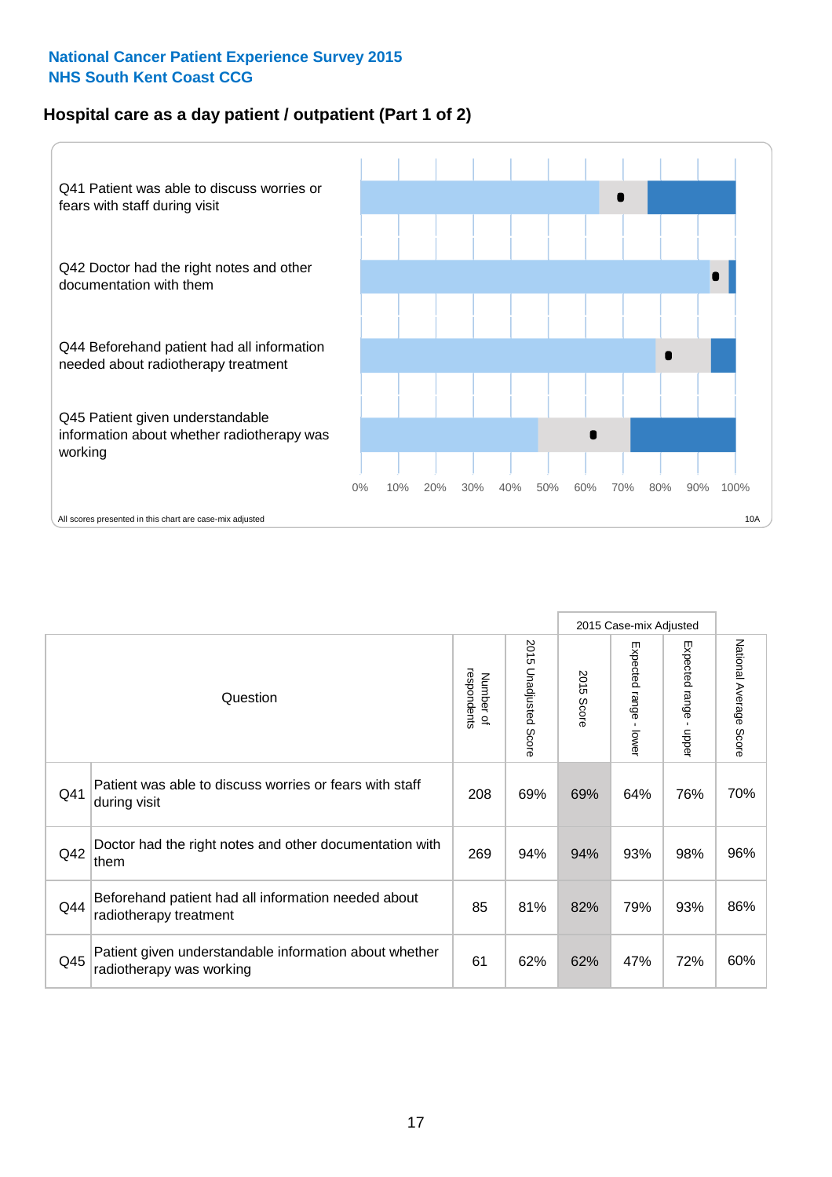**National Cancer Patient Experience Survey 2015**
**NHS South Kent Coast CCG**

## Hospital care as a day patient / outpatient (Part 1 of 2)

Q41 Patient was able to discuss worries or fears with staff during visit

Q42 Doctor had the right notes and other documentation with them

Q44 Beforehand patient had all information needed about radiotherapy treatment

Q45 Patient given understandable information about whether radiotherapy was working

0% 10% 20% 30% 40% 50% 60% 70% 80% 90% 100%

All scores presented in this chart are case-mix adjusted

10A

| Question | | Number of respondents | 2015 Unadjusted Score | 2015 Case-mix Adjusted: 2015 Score | 2015 Case-mix Adjusted: Expected range - lower | 2015 Case-mix Adjusted: Expected range - upper | National Average Score |
|---|---|---|---|---|---|---|---|
| Q41 | Patient was able to discuss worries or fears with staff during visit | 208 | 69% | 69% | 64% | 76% | 70% |
| Q42 | Doctor had the right notes and other documentation with them | 269 | 94% | 94% | 93% | 98% | 96% |
| Q44 | Beforehand patient had all information needed about radiotherapy treatment | 85 | 81% | 82% | 79% | 93% | 86% |
| Q45 | Patient given understandable information about whether radiotherapy was working | 61 | 62% | 62% | 47% | 72% | 60% |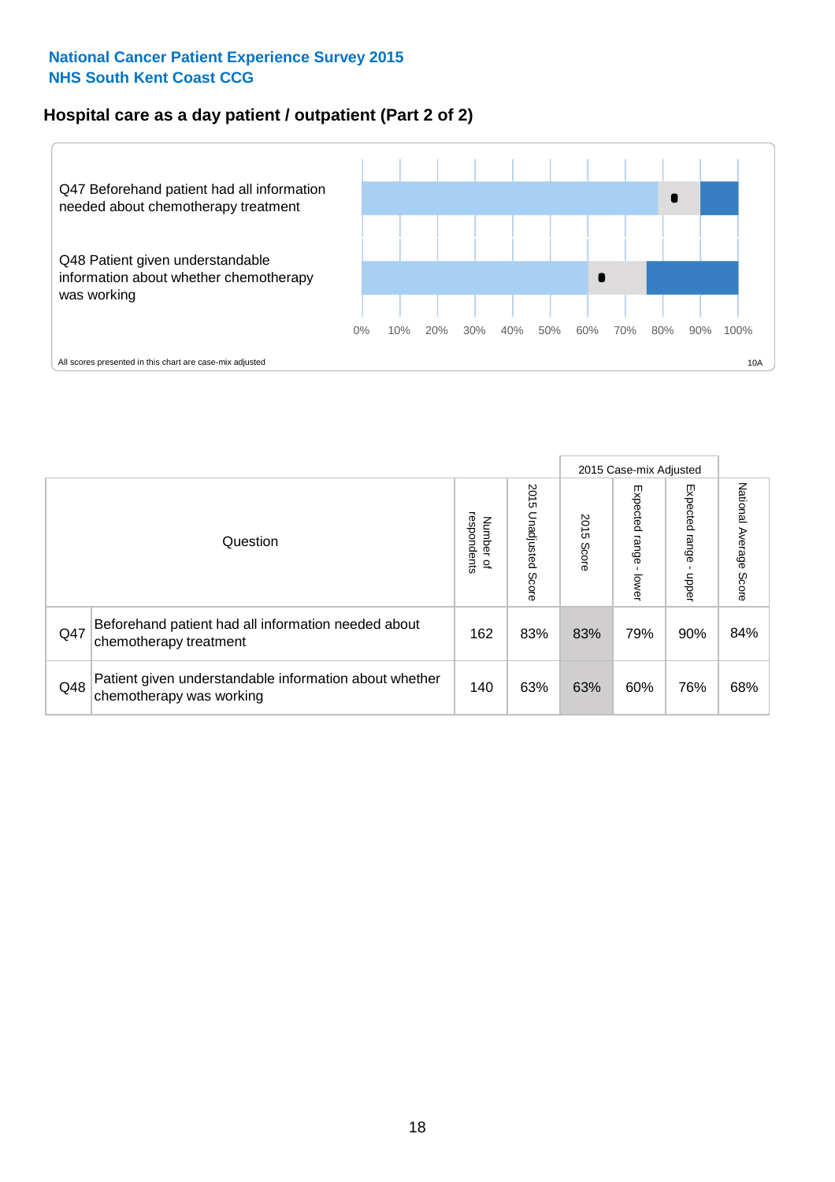National Cancer Patient Experience Survey 2015
NHS South Kent Coast CCG

## Hospital care as a day patient / outpatient (Part 2 of 2)

Q47 Beforehand patient had all information needed about chemotherapy treatment

Q48 Patient given understandable information about whether chemotherapy was working

0% 10% 20% 30% 40% 50% 60% 70% 80% 90% 100%

All scores presented in this chart are case-mix adjusted

10A

| | Question | Number of respondents | 2015 Unadjusted Score | 2015 Case-mix Adjusted: 2015 Score | 2015 Case-mix Adjusted: Expected range - lower | 2015 Case-mix Adjusted: Expected range - upper | National Average Score |
|---|---|---|---|---|---|---|---|
| Q47 | Beforehand patient had all information needed about chemotherapy treatment | 162 | 83% | 83% | 79% | 90% | 84% |
| Q48 | Patient given understandable information about whether chemotherapy was working | 140 | 63% | 63% | 60% | 76% | 68% |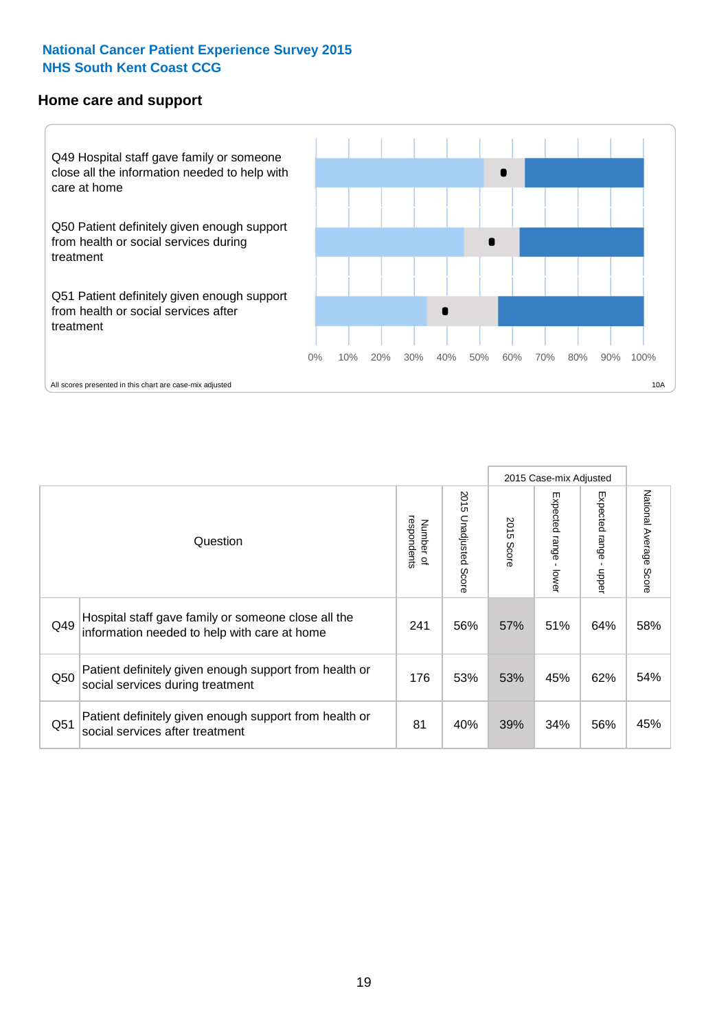**National Cancer Patient Experience Survey 2015**
**NHS South Kent Coast CCG**

## Home care and support

Q49 Hospital staff gave family or someone close all the information needed to help with care at home

Q50 Patient definitely given enough support from health or social services during treatment

Q51 Patient definitely given enough support from health or social services after treatment

0% 10% 20% 30% 40% 50% 60% 70% 80% 90% 100%

All scores presented in this chart are case-mix adjusted

10A

| | Question | Number of respondents | 2015 Unadjusted Score | 2015 Case-mix Adjusted | | | National Average Score |
|---|---|---|---|---|---|---|---|
| | | | | 2015 Score | Expected range - lower | Expected range - upper | |
| Q49 | Hospital staff gave family or someone close all the information needed to help with care at home | 241 | 56% | 57% | 51% | 64% | 58% |
| Q50 | Patient definitely given enough support from health or social services during treatment | 176 | 53% | 53% | 45% | 62% | 54% |
| Q51 | Patient definitely given enough support from health or social services after treatment | 81 | 40% | 39% | 34% | 56% | 45% |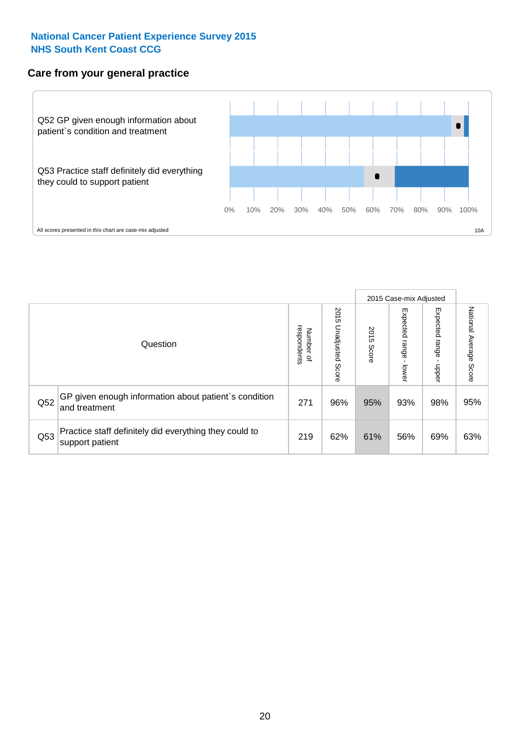## National Cancer Patient Experience Survey 2015
## NHS South Kent Coast CCG

### Care from your general practice

Q52 GP given enough information about patient`s condition and treatment

Q53 Practice staff definitely did everything they could to support patient

0% 10% 20% 30% 40% 50% 60% 70% 80% 90% 100%

All scores presented in this chart are case-mix adjusted

10A

| | Question | Number of respondents | 2015 Unadjusted Score | 2015 Case-mix Adjusted: 2015 Score | 2015 Case-mix Adjusted: Expected range - lower | 2015 Case-mix Adjusted: Expected range - upper | National Average Score |
|---|---|---|---|---|---|---|---|
| Q52 | GP given enough information about patient`s condition and treatment | 271 | 96% | 95% | 93% | 98% | 95% |
| Q53 | Practice staff definitely did everything they could to support patient | 219 | 62% | 61% | 56% | 69% | 63% |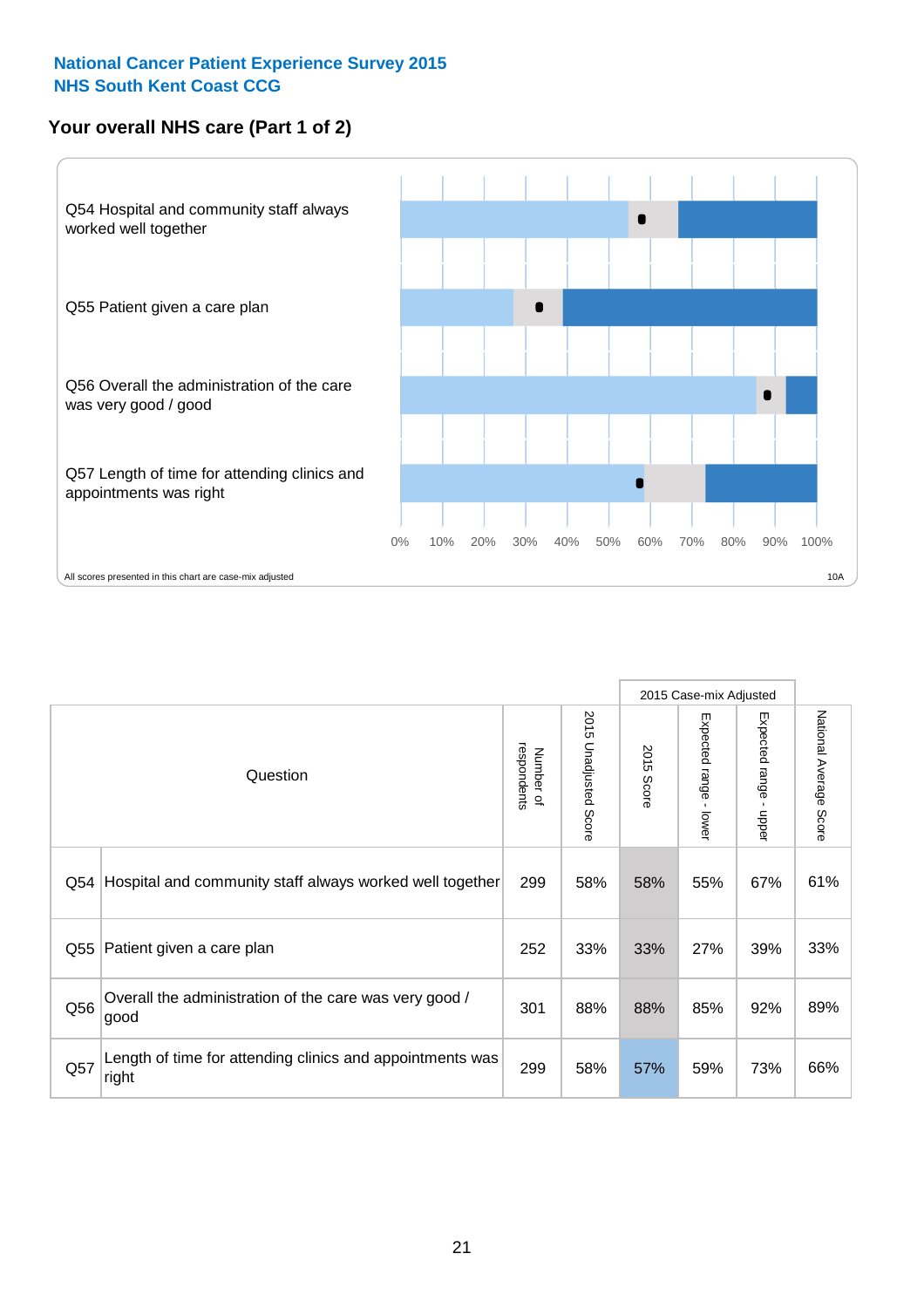**National Cancer Patient Experience Survey 2015**
**NHS South Kent Coast CCG**

## Your overall NHS care (Part 1 of 2)

Q54 Hospital and community staff always worked well together

Q55 Patient given a care plan

Q56 Overall the administration of the care was very good / good

Q57 Length of time for attending clinics and appointments was right

0% 10% 20% 30% 40% 50% 60% 70% 80% 90% 100%

All scores presented in this chart are case-mix adjusted

10A

| | Question | Number of respondents | 2015 Unadjusted Score | 2015 Case-mix Adjusted 2015 Score | 2015 Case-mix Adjusted Expected range - lower | 2015 Case-mix Adjusted Expected range - upper | National Average Score |
|---|---|---|---|---|---|---|---|
| Q54 | Hospital and community staff always worked well together | 299 | 58% | 58% | 55% | 67% | 61% |
| Q55 | Patient given a care plan | 252 | 33% | 33% | 27% | 39% | 33% |
| Q56 | Overall the administration of the care was very good / good | 301 | 88% | 88% | 85% | 92% | 89% |
| Q57 | Length of time for attending clinics and appointments was right | 299 | 58% | 57% | 59% | 73% | 66% |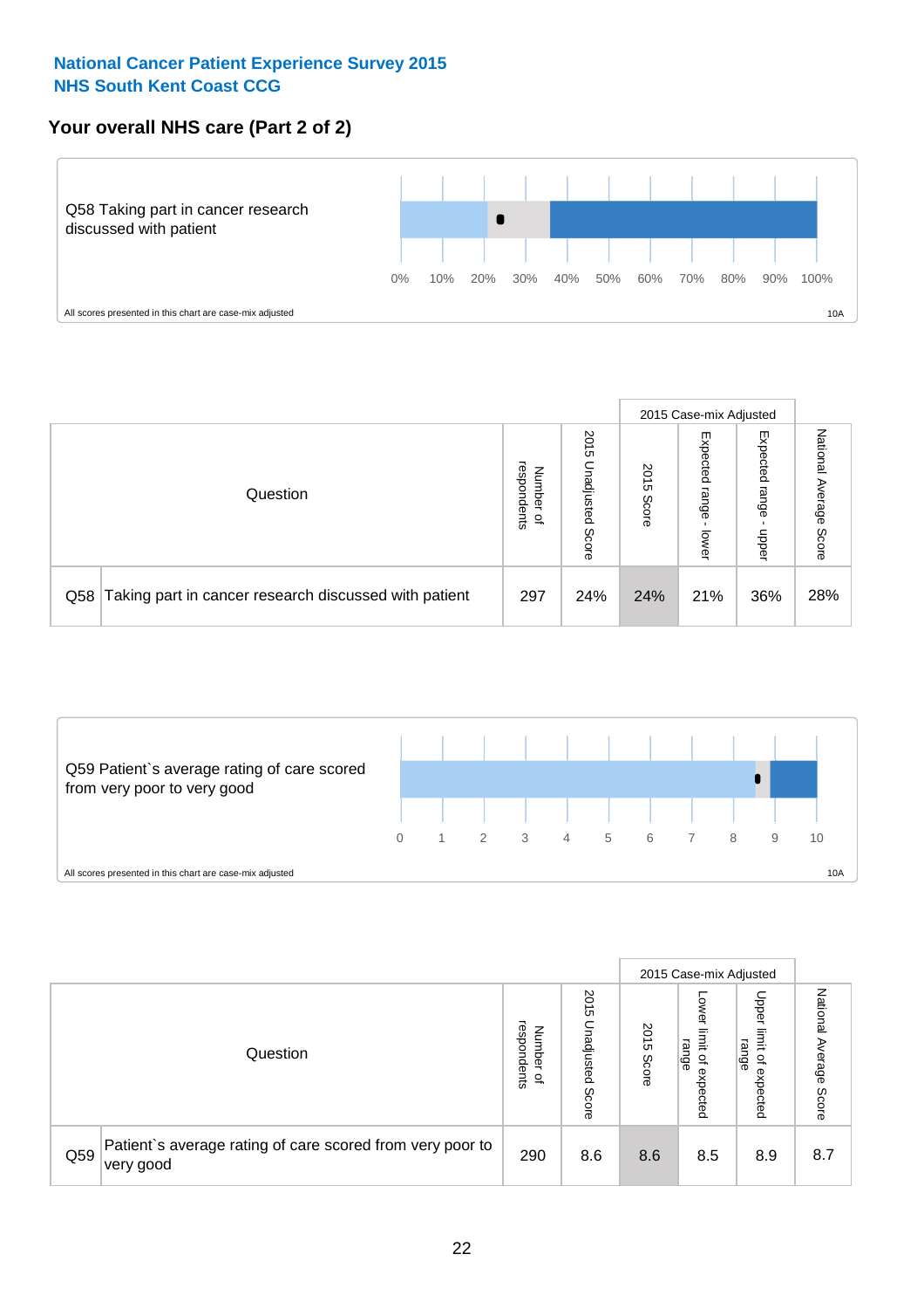National Cancer Patient Experience Survey 2015
NHS South Kent Coast CCG

## Your overall NHS care (Part 2 of 2)

Q58 Taking part in cancer research discussed with patient

0% 10% 20% 30% 40% 50% 60% 70% 80% 90% 100%

All scores presented in this chart are case-mix adjusted

10A

| Question | | Number of respondents | 2015 Unadjusted Score | 2015 Case-mix Adjusted | | | National Average Score |
|---|---|---|---|---|---|---|---|
| | | | | 2015 Score | Expected range - lower | Expected range - upper | |
| Q58 | Taking part in cancer research discussed with patient | 297 | 24% | 24% | 21% | 36% | 28% |

Q59 Patient`s average rating of care scored from very poor to very good

0 1 2 3 4 5 6 7 8 9 10

All scores presented in this chart are case-mix adjusted

10A

| Question | | Number of respondents | 2015 Unadjusted Score | 2015 Case-mix Adjusted | | | National Average Score |
|---|---|---|---|---|---|---|---|
| | | | | 2015 Score | Lower limit of expected range | Upper limit of expected range | |
| Q59 | Patient`s average rating of care scored from very poor to very good | 290 | 8.6 | 8.6 | 8.5 | 8.9 | 8.7 |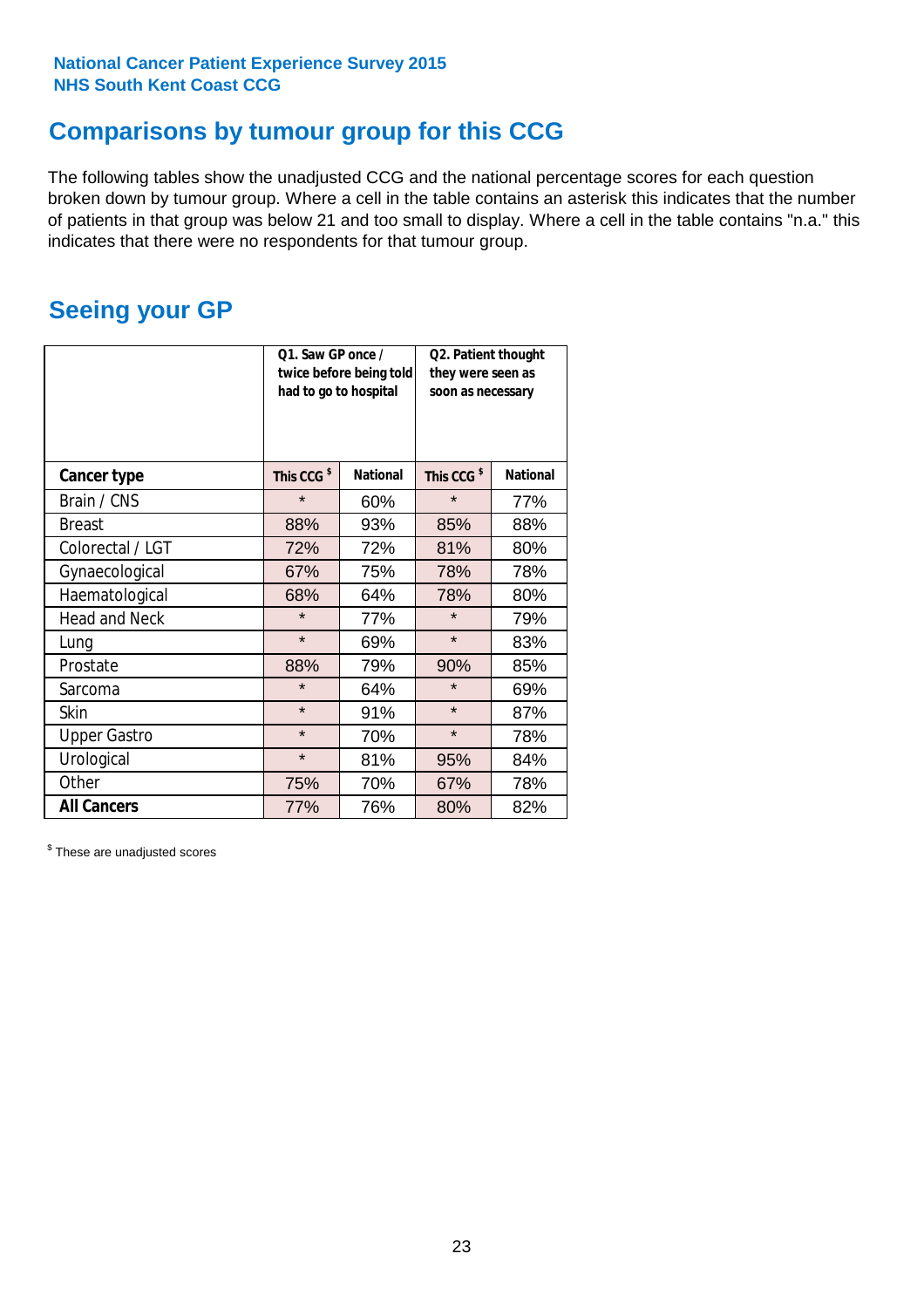National Cancer Patient Experience Survey 2015
NHS South Kent Coast CCG

## Comparisons by tumour group for this CCG

The following tables show the unadjusted CCG and the national percentage scores for each question broken down by tumour group. Where a cell in the table contains an asterisk this indicates that the number of patients in that group was below 21 and too small to display. Where a cell in the table contains "n.a." this indicates that there were no respondents for that tumour group.

## Seeing your GP

| | Q1. Saw GP once / twice before being told had to go to hospital | | Q2. Patient thought they were seen as soon as necessary | |
|---|---|---|---|---|
| **Cancer type** | This CCG $ | National | This CCG $ | National |
| Brain / CNS | * | 60% | * | 77% |
| Breast | 88% | 93% | 85% | 88% |
| Colorectal / LGT | 72% | 72% | 81% | 80% |
| Gynaecological | 67% | 75% | 78% | 78% |
| Haematological | 68% | 64% | 78% | 80% |
| Head and Neck | * | 77% | * | 79% |
| Lung | * | 69% | * | 83% |
| Prostate | 88% | 79% | 90% | 85% |
| Sarcoma | * | 64% | * | 69% |
| Skin | * | 91% | * | 87% |
| Upper Gastro | * | 70% | * | 78% |
| Urological | * | 81% | 95% | 84% |
| Other | 75% | 70% | 67% | 78% |
| **All Cancers** | 77% | 76% | 80% | 82% |

$ These are unadjusted scores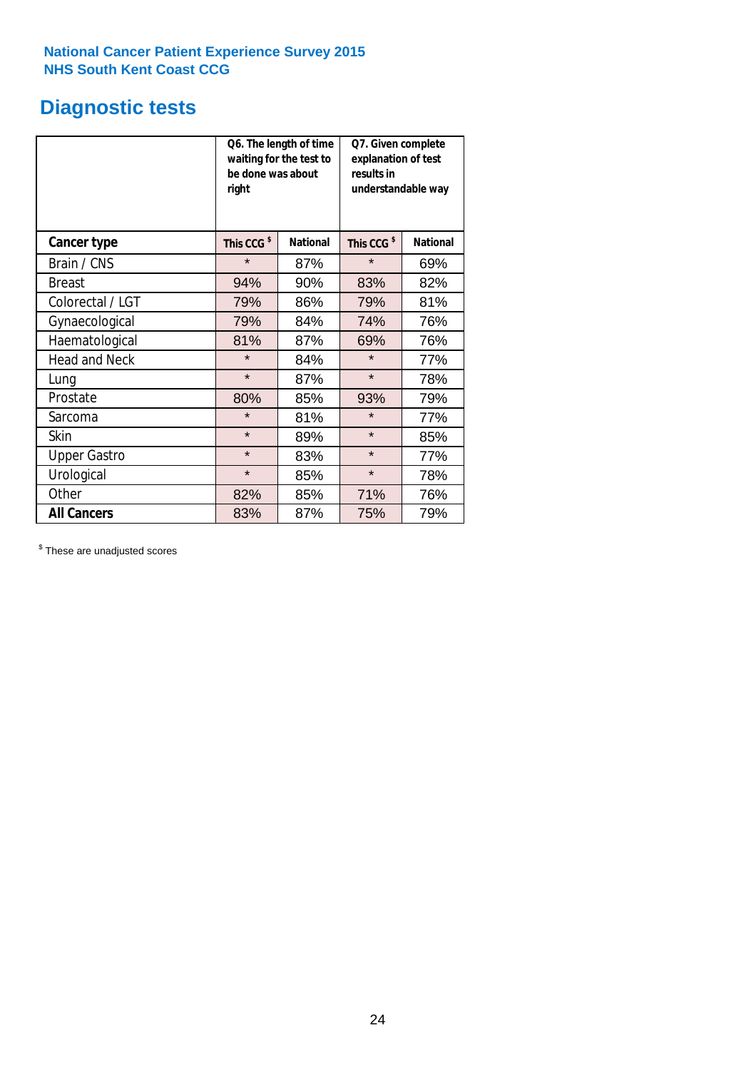National Cancer Patient Experience Survey 2015
NHS South Kent Coast CCG

# Diagnostic tests

| | Q6. The length of time waiting for the test to be done was about right | | Q7. Given complete explanation of test results in understandable way | |
|---|---|---|---|---|
| **Cancer type** | **This CCG $** | **National** | **This CCG $** | **National** |
| Brain / CNS | * | 87% | * | 69% |
| Breast | 94% | 90% | 83% | 82% |
| Colorectal / LGT | 79% | 86% | 79% | 81% |
| Gynaecological | 79% | 84% | 74% | 76% |
| Haematological | 81% | 87% | 69% | 76% |
| Head and Neck | * | 84% | * | 77% |
| Lung | * | 87% | * | 78% |
| Prostate | 80% | 85% | 93% | 79% |
| Sarcoma | * | 81% | * | 77% |
| Skin | * | 89% | * | 85% |
| Upper Gastro | * | 83% | * | 77% |
| Urological | * | 85% | * | 78% |
| Other | 82% | 85% | 71% | 76% |
| **All Cancers** | 83% | 87% | 75% | 79% |

$ These are unadjusted scores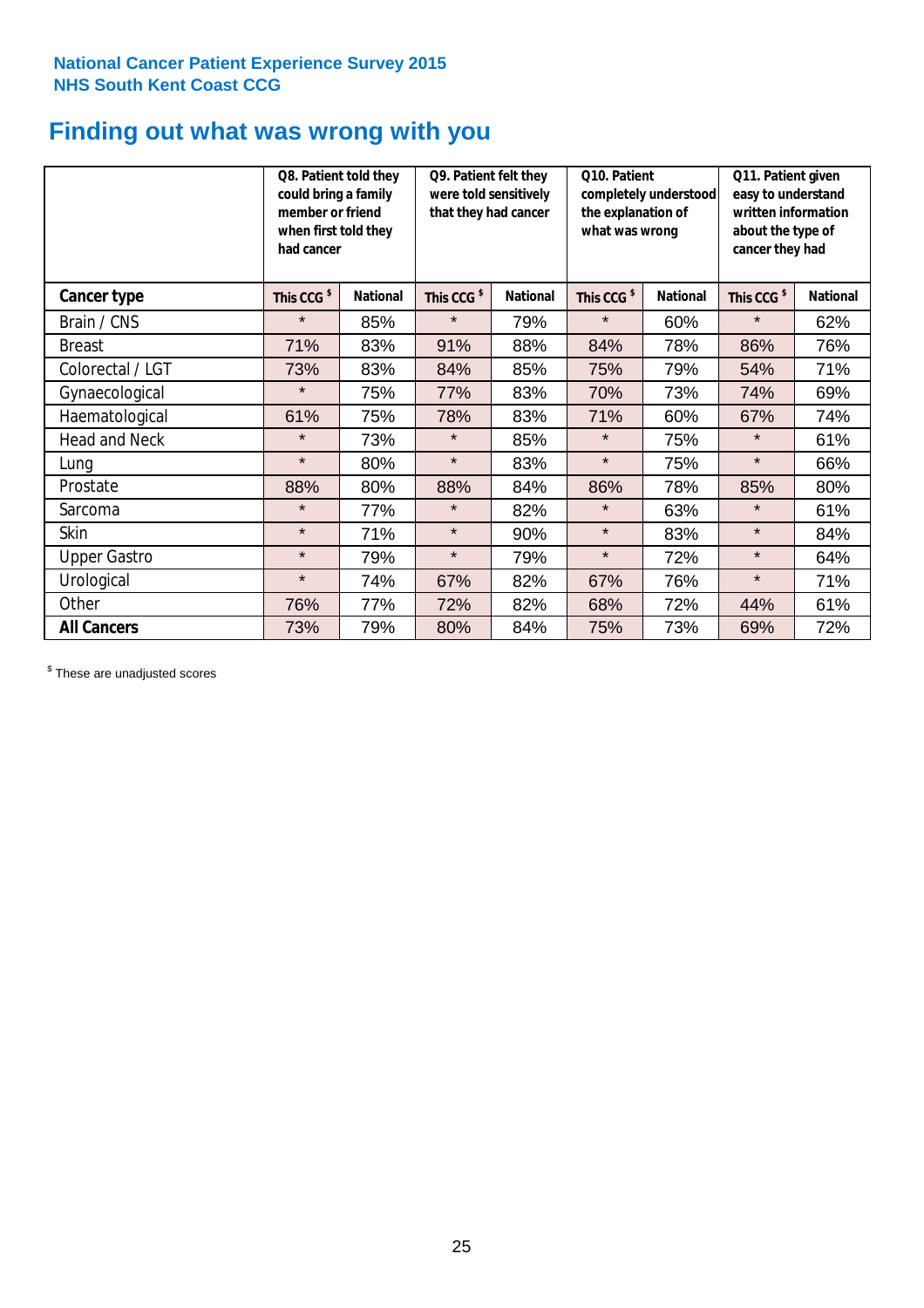National Cancer Patient Experience Survey 2015
NHS South Kent Coast CCG

# Finding out what was wrong with you

| | Q8. Patient told they could bring a family member or friend when first told they had cancer | | Q9. Patient felt they were told sensitively that they had cancer | | Q10. Patient completely understood the explanation of what was wrong | | Q11. Patient given easy to understand written information about the type of cancer they had | |
|---|---|---|---|---|---|---|---|---|
| **Cancer type** | This CCG $ | National | This CCG $ | National | This CCG $ | National | This CCG $ | National |
| Brain / CNS | * | 85% | * | 79% | * | 60% | * | 62% |
| Breast | 71% | 83% | 91% | 88% | 84% | 78% | 86% | 76% |
| Colorectal / LGT | 73% | 83% | 84% | 85% | 75% | 79% | 54% | 71% |
| Gynaecological | * | 75% | 77% | 83% | 70% | 73% | 74% | 69% |
| Haematological | 61% | 75% | 78% | 83% | 71% | 60% | 67% | 74% |
| Head and Neck | * | 73% | * | 85% | * | 75% | * | 61% |
| Lung | * | 80% | * | 83% | * | 75% | * | 66% |
| Prostate | 88% | 80% | 88% | 84% | 86% | 78% | 85% | 80% |
| Sarcoma | * | 77% | * | 82% | * | 63% | * | 61% |
| Skin | * | 71% | * | 90% | * | 83% | * | 84% |
| Upper Gastro | * | 79% | * | 79% | * | 72% | * | 64% |
| Urological | * | 74% | 67% | 82% | 67% | 76% | * | 71% |
| Other | 76% | 77% | 72% | 82% | 68% | 72% | 44% | 61% |
| **All Cancers** | 73% | 79% | 80% | 84% | 75% | 73% | 69% | 72% |

$ These are unadjusted scores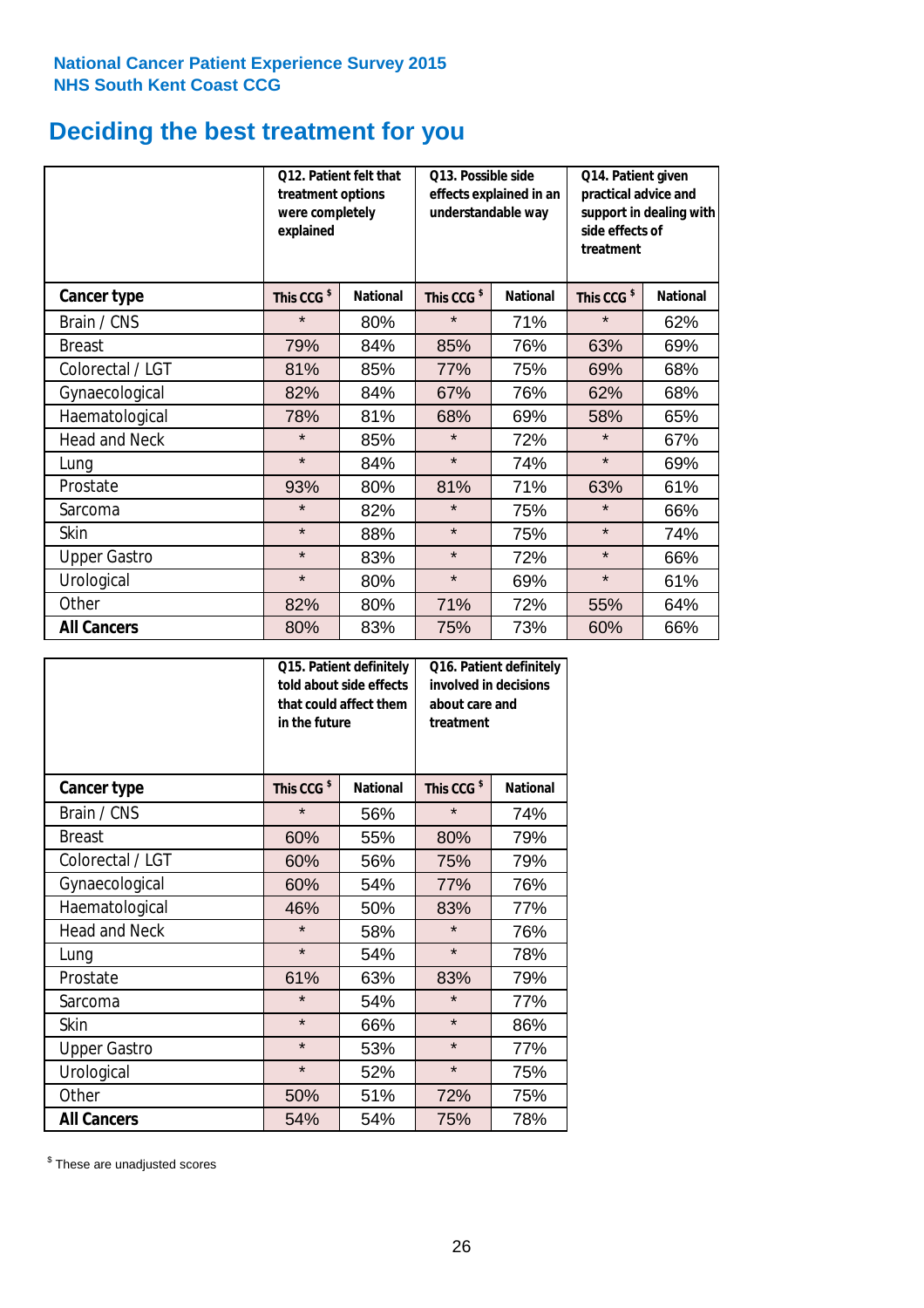National Cancer Patient Experience Survey 2015
NHS South Kent Coast CCG

# Deciding the best treatment for you

| | Q12. Patient felt that treatment options were completely explained | | Q13. Possible side effects explained in an understandable way | | Q14. Patient given practical advice and support in dealing with side effects of treatment | |
|---|---|---|---|---|---|---|
| **Cancer type** | This CCG $ | National | This CCG $ | National | This CCG $ | National |
| Brain / CNS | * | 80% | * | 71% | * | 62% |
| Breast | 79% | 84% | 85% | 76% | 63% | 69% |
| Colorectal / LGT | 81% | 85% | 77% | 75% | 69% | 68% |
| Gynaecological | 82% | 84% | 67% | 76% | 62% | 68% |
| Haematological | 78% | 81% | 68% | 69% | 58% | 65% |
| Head and Neck | * | 85% | * | 72% | * | 67% |
| Lung | * | 84% | * | 74% | * | 69% |
| Prostate | 93% | 80% | 81% | 71% | 63% | 61% |
| Sarcoma | * | 82% | * | 75% | * | 66% |
| Skin | * | 88% | * | 75% | * | 74% |
| Upper Gastro | * | 83% | * | 72% | * | 66% |
| Urological | * | 80% | * | 69% | * | 61% |
| Other | 82% | 80% | 71% | 72% | 55% | 64% |
| **All Cancers** | 80% | 83% | 75% | 73% | 60% | 66% |

| | Q15. Patient definitely told about side effects that could affect them in the future | | Q16. Patient definitely involved in decisions about care and treatment | |
|---|---|---|---|---|
| **Cancer type** | This CCG $ | National | This CCG $ | National |
| Brain / CNS | * | 56% | * | 74% |
| Breast | 60% | 55% | 80% | 79% |
| Colorectal / LGT | 60% | 56% | 75% | 79% |
| Gynaecological | 60% | 54% | 77% | 76% |
| Haematological | 46% | 50% | 83% | 77% |
| Head and Neck | * | 58% | * | 76% |
| Lung | * | 54% | * | 78% |
| Prostate | 61% | 63% | 83% | 79% |
| Sarcoma | * | 54% | * | 77% |
| Skin | * | 66% | * | 86% |
| Upper Gastro | * | 53% | * | 77% |
| Urological | * | 52% | * | 75% |
| Other | 50% | 51% | 72% | 75% |
| **All Cancers** | 54% | 54% | 75% | 78% |

$ These are unadjusted scores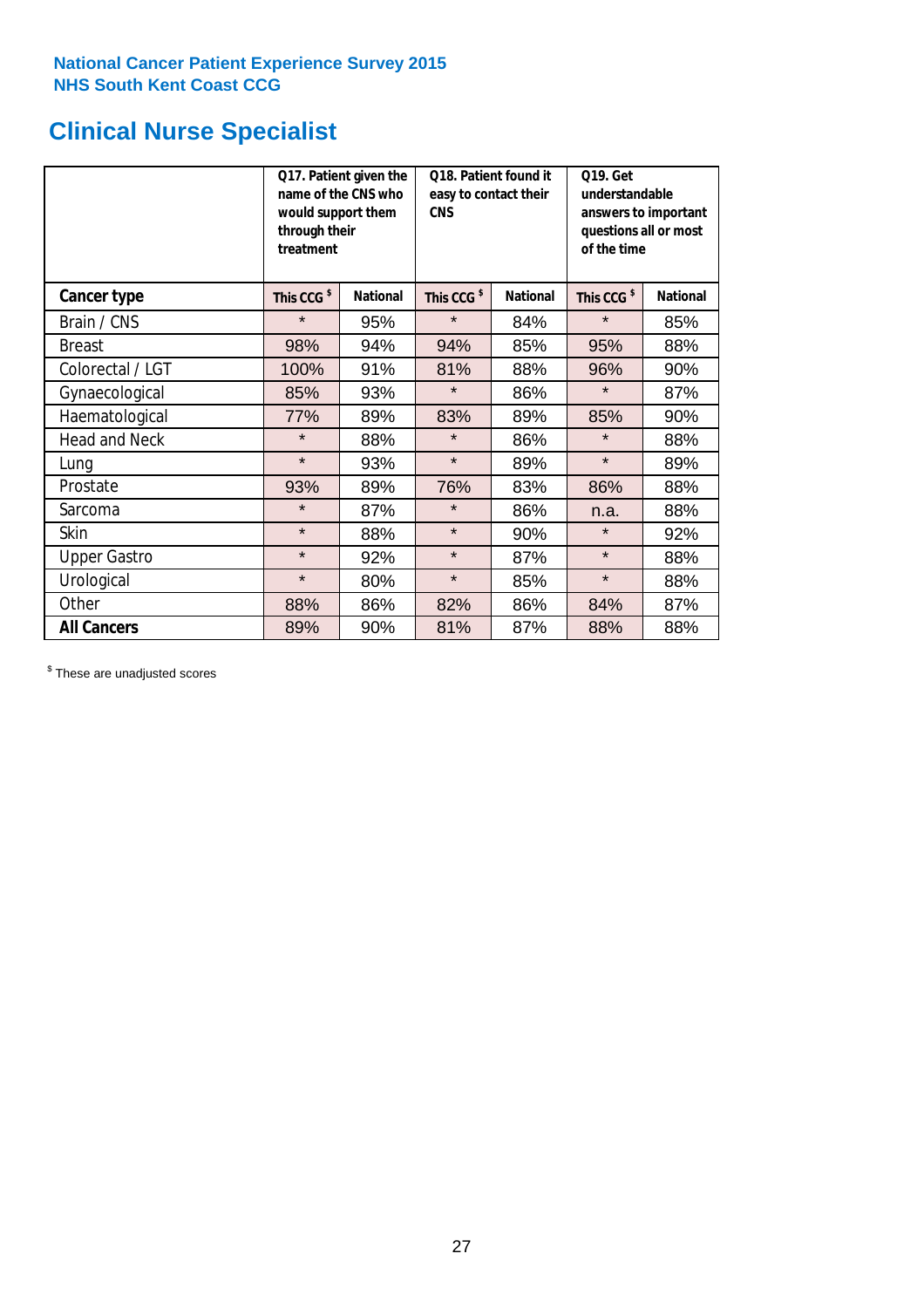National Cancer Patient Experience Survey 2015
NHS South Kent Coast CCG

# Clinical Nurse Specialist

| | Q17. Patient given the name of the CNS who would support them through their treatment | | Q18. Patient found it easy to contact their CNS | | Q19. Get understandable answers to important questions all or most of the time | |
|---|---|---|---|---|---|---|
| **Cancer type** | **This CCG $** | **National** | **This CCG $** | **National** | **This CCG $** | **National** |
| Brain / CNS | * | 95% | * | 84% | * | 85% |
| Breast | 98% | 94% | 94% | 85% | 95% | 88% |
| Colorectal / LGT | 100% | 91% | 81% | 88% | 96% | 90% |
| Gynaecological | 85% | 93% | * | 86% | * | 87% |
| Haematological | 77% | 89% | 83% | 89% | 85% | 90% |
| Head and Neck | * | 88% | * | 86% | * | 88% |
| Lung | * | 93% | * | 89% | * | 89% |
| Prostate | 93% | 89% | 76% | 83% | 86% | 88% |
| Sarcoma | * | 87% | * | 86% | n.a. | 88% |
| Skin | * | 88% | * | 90% | * | 92% |
| Upper Gastro | * | 92% | * | 87% | * | 88% |
| Urological | * | 80% | * | 85% | * | 88% |
| Other | 88% | 86% | 82% | 86% | 84% | 87% |
| **All Cancers** | 89% | 90% | 81% | 87% | 88% | 88% |

$ These are unadjusted scores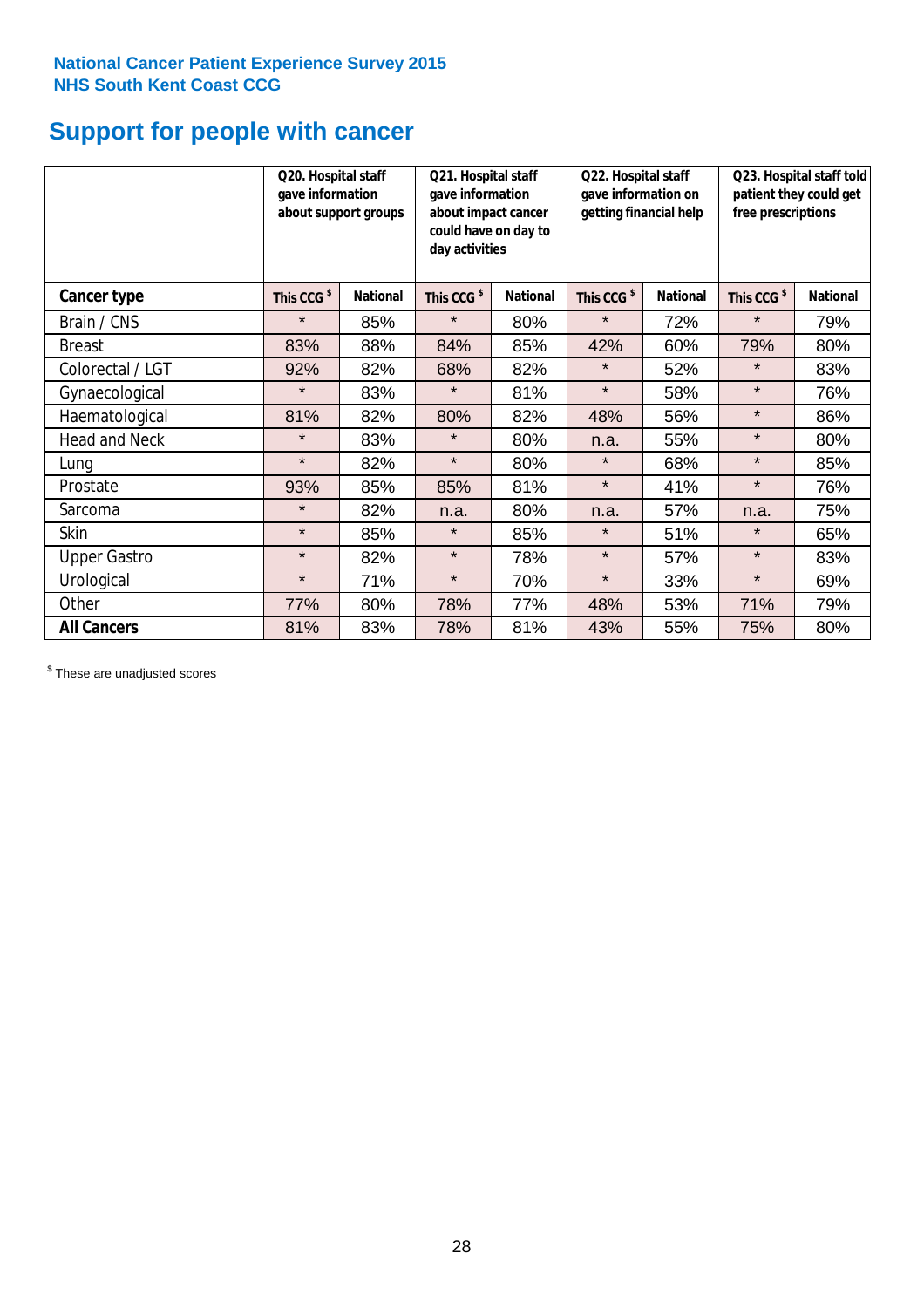National Cancer Patient Experience Survey 2015
NHS South Kent Coast CCG

# Support for people with cancer

| | Q20. Hospital staff gave information about support groups | | Q21. Hospital staff gave information about impact cancer could have on day to day activities | | Q22. Hospital staff gave information on getting financial help | | Q23. Hospital staff told patient they could get free prescriptions | |
|---|---|---|---|---|---|---|---|---|
| **Cancer type** | This CCG $ | National | This CCG $ | National | This CCG $ | National | This CCG $ | National |
| Brain / CNS | * | 85% | * | 80% | * | 72% | * | 79% |
| Breast | 83% | 88% | 84% | 85% | 42% | 60% | 79% | 80% |
| Colorectal / LGT | 92% | 82% | 68% | 82% | * | 52% | * | 83% |
| Gynaecological | * | 83% | * | 81% | * | 58% | * | 76% |
| Haematological | 81% | 82% | 80% | 82% | 48% | 56% | * | 86% |
| Head and Neck | * | 83% | * | 80% | n.a. | 55% | * | 80% |
| Lung | * | 82% | * | 80% | * | 68% | * | 85% |
| Prostate | 93% | 85% | 85% | 81% | * | 41% | * | 76% |
| Sarcoma | * | 82% | n.a. | 80% | n.a. | 57% | n.a. | 75% |
| Skin | * | 85% | * | 85% | * | 51% | * | 65% |
| Upper Gastro | * | 82% | * | 78% | * | 57% | * | 83% |
| Urological | * | 71% | * | 70% | * | 33% | * | 69% |
| Other | 77% | 80% | 78% | 77% | 48% | 53% | 71% | 79% |
| **All Cancers** | 81% | 83% | 78% | 81% | 43% | 55% | 75% | 80% |

$ These are unadjusted scores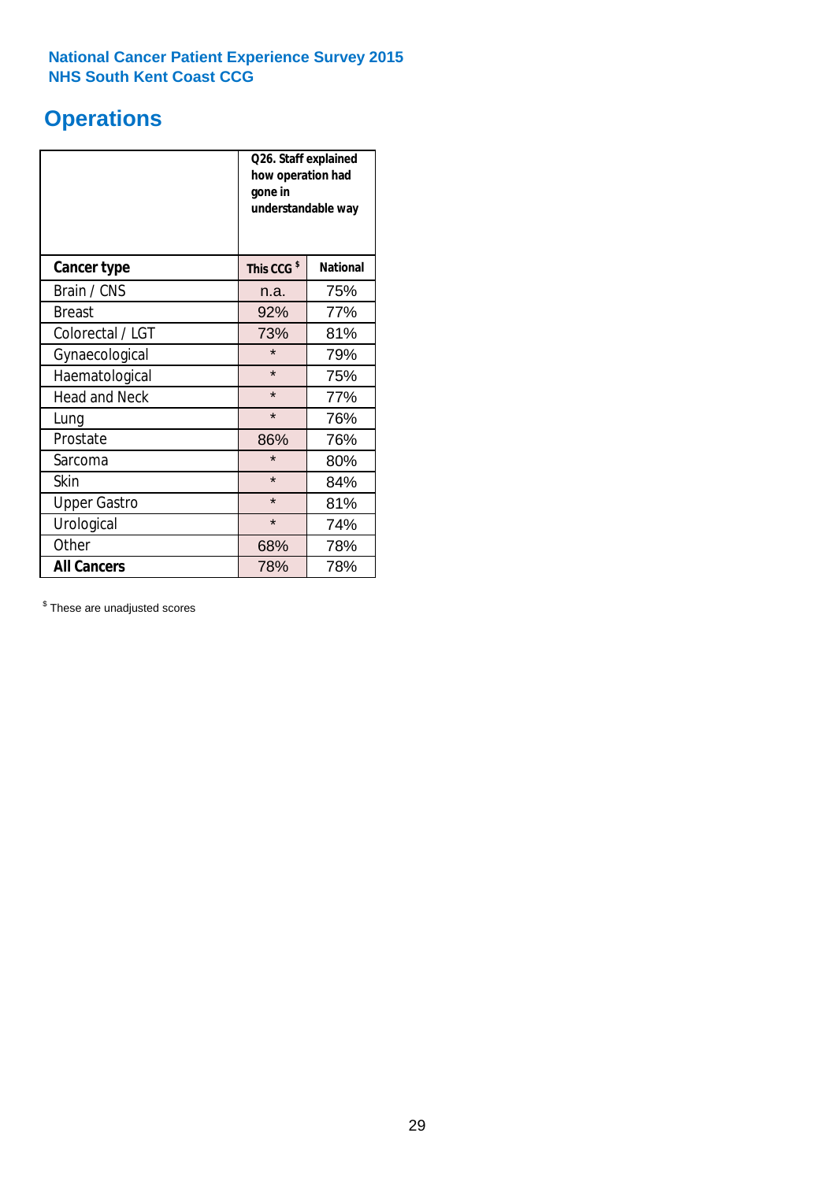National Cancer Patient Experience Survey 2015
NHS South Kent Coast CCG

# Operations

| | Q26. Staff explained how operation had gone in understandable way | |
|---|---|---|
| **Cancer type** | **This CCG** $ | **National** |
| Brain / CNS | n.a. | 75% |
| Breast | 92% | 77% |
| Colorectal / LGT | 73% | 81% |
| Gynaecological | * | 79% |
| Haematological | * | 75% |
| Head and Neck | * | 77% |
| Lung | * | 76% |
| Prostate | 86% | 76% |
| Sarcoma | * | 80% |
| Skin | * | 84% |
| Upper Gastro | * | 81% |
| Urological | * | 74% |
| Other | 68% | 78% |
| **All Cancers** | 78% | 78% |

$ These are unadjusted scores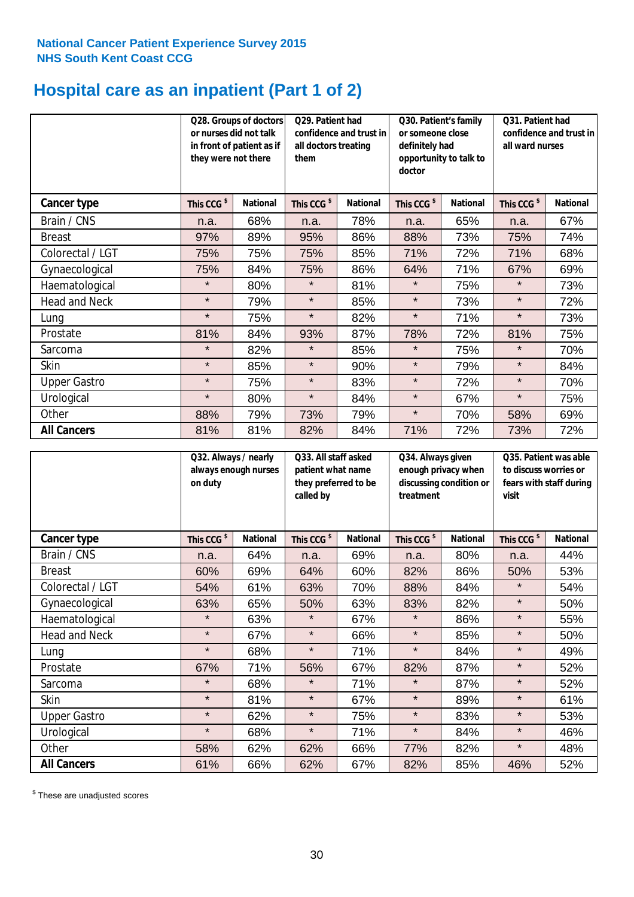National Cancer Patient Experience Survey 2015
NHS South Kent Coast CCG

# Hospital care as an inpatient (Part 1 of 2)

| | Q28. Groups of doctors or nurses did not talk in front of patient as if they were not there | | Q29. Patient had confidence and trust in all doctors treating them | | Q30. Patient's family or someone close definitely had opportunity to talk to doctor | | Q31. Patient had confidence and trust in all ward nurses | |
|---|---|---|---|---|---|---|---|---|
| **Cancer type** | This CCG $ | National | This CCG $ | National | This CCG $ | National | This CCG $ | National |
| Brain / CNS | n.a. | 68% | n.a. | 78% | n.a. | 65% | n.a. | 67% |
| Breast | 97% | 89% | 95% | 86% | 88% | 73% | 75% | 74% |
| Colorectal / LGT | 75% | 75% | 75% | 85% | 71% | 72% | 71% | 68% |
| Gynaecological | 75% | 84% | 75% | 86% | 64% | 71% | 67% | 69% |
| Haematological | * | 80% | * | 81% | * | 75% | * | 73% |
| Head and Neck | * | 79% | * | 85% | * | 73% | * | 72% |
| Lung | * | 75% | * | 82% | * | 71% | * | 73% |
| Prostate | 81% | 84% | 93% | 87% | 78% | 72% | 81% | 75% |
| Sarcoma | * | 82% | * | 85% | * | 75% | * | 70% |
| Skin | * | 85% | * | 90% | * | 79% | * | 84% |
| Upper Gastro | * | 75% | * | 83% | * | 72% | * | 70% |
| Urological | * | 80% | * | 84% | * | 67% | * | 75% |
| Other | 88% | 79% | 73% | 79% | * | 70% | 58% | 69% |
| **All Cancers** | 81% | 81% | 82% | 84% | 71% | 72% | 73% | 72% |

| | Q32. Always / nearly always enough nurses on duty | | Q33. All staff asked patient what name they preferred to be called by | | Q34. Always given enough privacy when discussing condition or treatment | | Q35. Patient was able to discuss worries or fears with staff during visit | |
|---|---|---|---|---|---|---|---|---|
| **Cancer type** | This CCG $ | National | This CCG $ | National | This CCG $ | National | This CCG $ | National |
| Brain / CNS | n.a. | 64% | n.a. | 69% | n.a. | 80% | n.a. | 44% |
| Breast | 60% | 69% | 64% | 60% | 82% | 86% | 50% | 53% |
| Colorectal / LGT | 54% | 61% | 63% | 70% | 88% | 84% | * | 54% |
| Gynaecological | 63% | 65% | 50% | 63% | 83% | 82% | * | 50% |
| Haematological | * | 63% | * | 67% | * | 86% | * | 55% |
| Head and Neck | * | 67% | * | 66% | * | 85% | * | 50% |
| Lung | * | 68% | * | 71% | * | 84% | * | 49% |
| Prostate | 67% | 71% | 56% | 67% | 82% | 87% | * | 52% |
| Sarcoma | * | 68% | * | 71% | * | 87% | * | 52% |
| Skin | * | 81% | * | 67% | * | 89% | * | 61% |
| Upper Gastro | * | 62% | * | 75% | * | 83% | * | 53% |
| Urological | * | 68% | * | 71% | * | 84% | * | 46% |
| Other | 58% | 62% | 62% | 66% | 77% | 82% | * | 48% |
| **All Cancers** | 61% | 66% | 62% | 67% | 82% | 85% | 46% | 52% |

$ These are unadjusted scores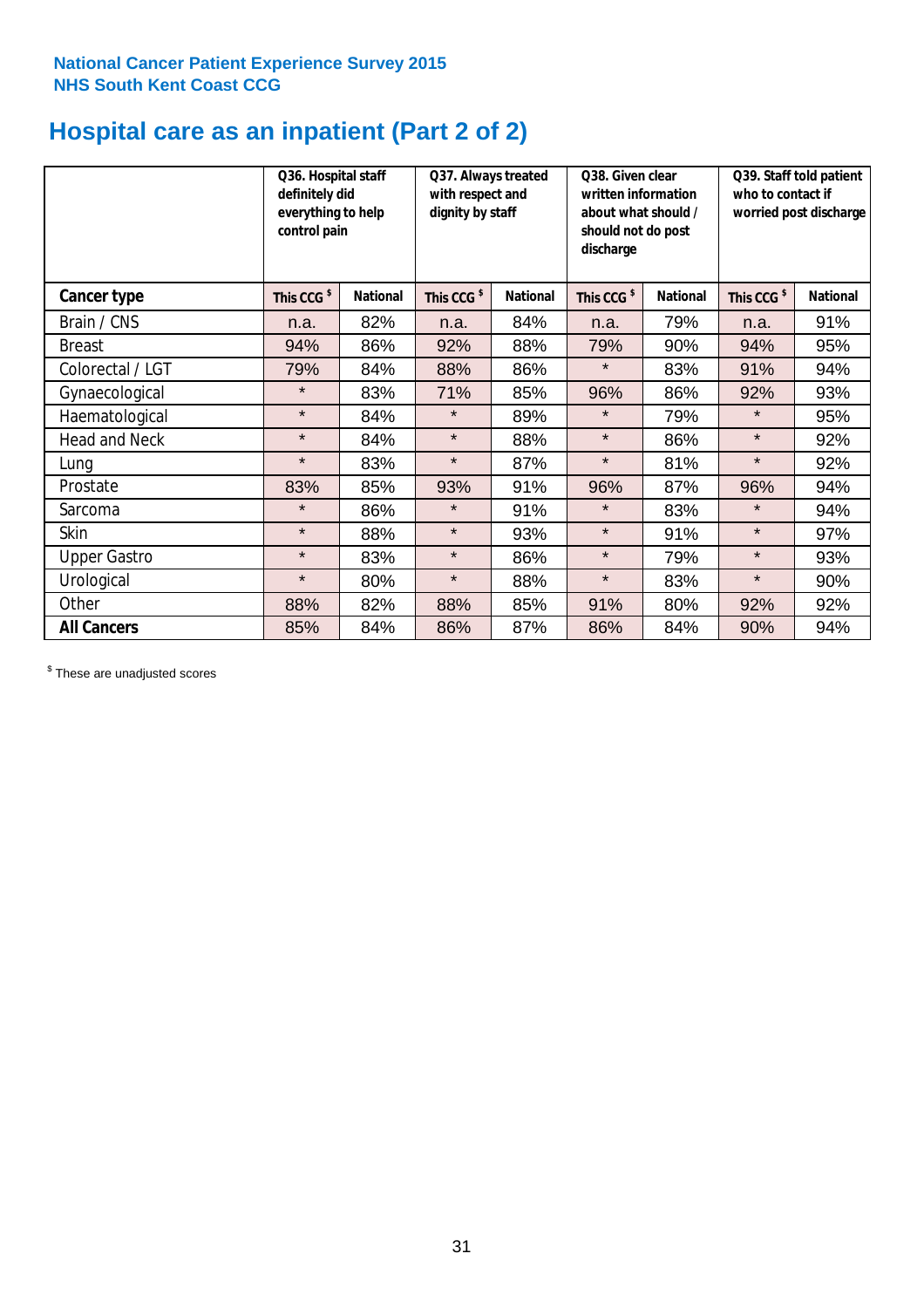National Cancer Patient Experience Survey 2015
NHS South Kent Coast CCG

# Hospital care as an inpatient (Part 2 of 2)

| | Q36. Hospital staff definitely did everything to help control pain | | Q37. Always treated with respect and dignity by staff | | Q38. Given clear written information about what should / should not do post discharge | | Q39. Staff told patient who to contact if worried post discharge | |
|---|---|---|---|---|---|---|---|---|
| **Cancer type** | This CCG $ | National | This CCG $ | National | This CCG $ | National | This CCG $ | National |
| Brain / CNS | n.a. | 82% | n.a. | 84% | n.a. | 79% | n.a. | 91% |
| Breast | 94% | 86% | 92% | 88% | 79% | 90% | 94% | 95% |
| Colorectal / LGT | 79% | 84% | 88% | 86% | * | 83% | 91% | 94% |
| Gynaecological | * | 83% | 71% | 85% | 96% | 86% | 92% | 93% |
| Haematological | * | 84% | * | 89% | * | 79% | * | 95% |
| Head and Neck | * | 84% | * | 88% | * | 86% | * | 92% |
| Lung | * | 83% | * | 87% | * | 81% | * | 92% |
| Prostate | 83% | 85% | 93% | 91% | 96% | 87% | 96% | 94% |
| Sarcoma | * | 86% | * | 91% | * | 83% | * | 94% |
| Skin | * | 88% | * | 93% | * | 91% | * | 97% |
| Upper Gastro | * | 83% | * | 86% | * | 79% | * | 93% |
| Urological | * | 80% | * | 88% | * | 83% | * | 90% |
| Other | 88% | 82% | 88% | 85% | 91% | 80% | 92% | 92% |
| **All Cancers** | 85% | 84% | 86% | 87% | 86% | 84% | 90% | 94% |

$ These are unadjusted scores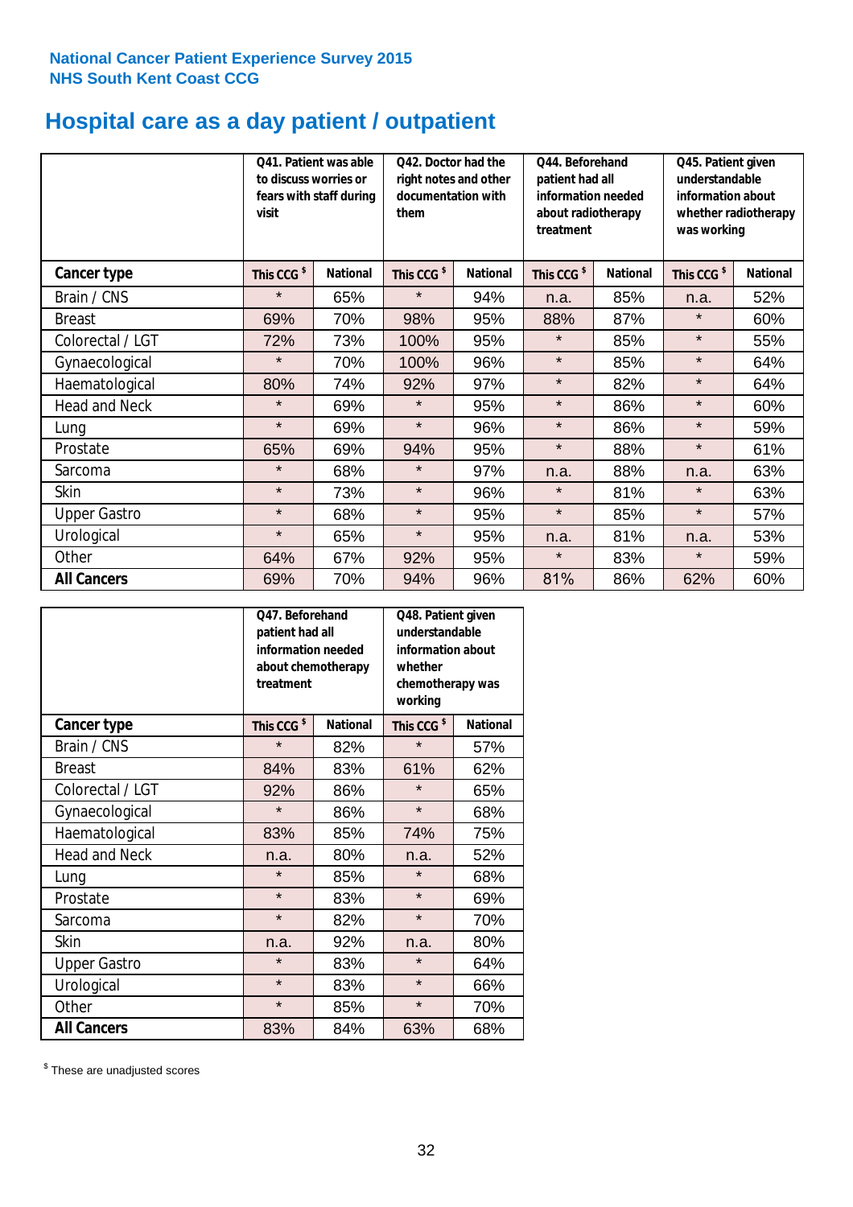National Cancer Patient Experience Survey 2015
NHS South Kent Coast CCG

# Hospital care as a day patient / outpatient

| | Q41. Patient was able to discuss worries or fears with staff during visit | | Q42. Doctor had the right notes and other documentation with them | | Q44. Beforehand patient had all information needed about radiotherapy treatment | | Q45. Patient given understandable information about whether radiotherapy was working | |
|---|---|---|---|---|---|---|---|---|
| **Cancer type** | This CCG $ | National | This CCG $ | National | This CCG $ | National | This CCG $ | National |
| Brain / CNS | * | 65% | * | 94% | n.a. | 85% | n.a. | 52% |
| Breast | 69% | 70% | 98% | 95% | 88% | 87% | * | 60% |
| Colorectal / LGT | 72% | 73% | 100% | 95% | * | 85% | * | 55% |
| Gynaecological | * | 70% | 100% | 96% | * | 85% | * | 64% |
| Haematological | 80% | 74% | 92% | 97% | * | 82% | * | 64% |
| Head and Neck | * | 69% | * | 95% | * | 86% | * | 60% |
| Lung | * | 69% | * | 96% | * | 86% | * | 59% |
| Prostate | 65% | 69% | 94% | 95% | * | 88% | * | 61% |
| Sarcoma | * | 68% | * | 97% | n.a. | 88% | n.a. | 63% |
| Skin | * | 73% | * | 96% | * | 81% | * | 63% |
| Upper Gastro | * | 68% | * | 95% | * | 85% | * | 57% |
| Urological | * | 65% | * | 95% | n.a. | 81% | n.a. | 53% |
| Other | 64% | 67% | 92% | 95% | * | 83% | * | 59% |
| **All Cancers** | 69% | 70% | 94% | 96% | 81% | 86% | 62% | 60% |

| | Q47. Beforehand patient had all information needed about chemotherapy treatment | | Q48. Patient given understandable information about whether chemotherapy was working | |
|---|---|---|---|---|
| **Cancer type** | This CCG $ | National | This CCG $ | National |
| Brain / CNS | * | 82% | * | 57% |
| Breast | 84% | 83% | 61% | 62% |
| Colorectal / LGT | 92% | 86% | * | 65% |
| Gynaecological | * | 86% | * | 68% |
| Haematological | 83% | 85% | 74% | 75% |
| Head and Neck | n.a. | 80% | n.a. | 52% |
| Lung | * | 85% | * | 68% |
| Prostate | * | 83% | * | 69% |
| Sarcoma | * | 82% | * | 70% |
| Skin | n.a. | 92% | n.a. | 80% |
| Upper Gastro | * | 83% | * | 64% |
| Urological | * | 83% | * | 66% |
| Other | * | 85% | * | 70% |
| **All Cancers** | 83% | 84% | 63% | 68% |

$ These are unadjusted scores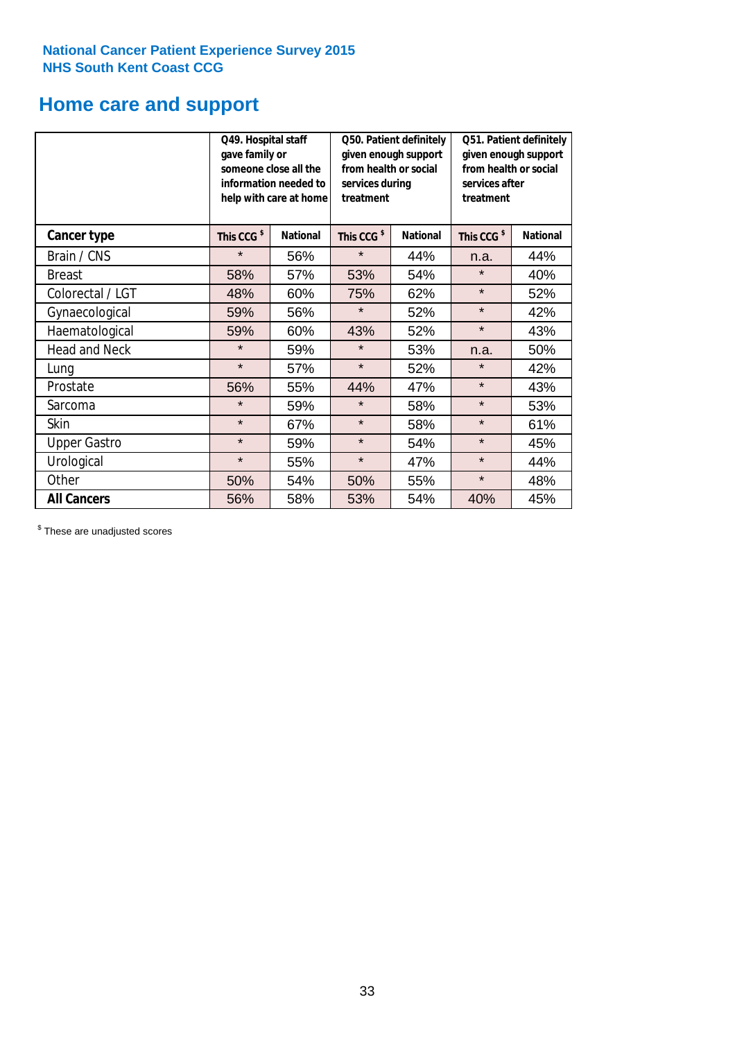National Cancer Patient Experience Survey 2015
NHS South Kent Coast CCG

# Home care and support

| | Q49. Hospital staff gave family or someone close all the information needed to help with care at home | | Q50. Patient definitely given enough support from health or social services during treatment | | Q51. Patient definitely given enough support from health or social services after treatment | |
|---|---|---|---|---|---|---|
| **Cancer type** | This CCG $ | National | This CCG $ | National | This CCG $ | National |
| Brain / CNS | * | 56% | * | 44% | n.a. | 44% |
| Breast | 58% | 57% | 53% | 54% | * | 40% |
| Colorectal / LGT | 48% | 60% | 75% | 62% | * | 52% |
| Gynaecological | 59% | 56% | * | 52% | * | 42% |
| Haematological | 59% | 60% | 43% | 52% | * | 43% |
| Head and Neck | * | 59% | * | 53% | n.a. | 50% |
| Lung | * | 57% | * | 52% | * | 42% |
| Prostate | 56% | 55% | 44% | 47% | * | 43% |
| Sarcoma | * | 59% | * | 58% | * | 53% |
| Skin | * | 67% | * | 58% | * | 61% |
| Upper Gastro | * | 59% | * | 54% | * | 45% |
| Urological | * | 55% | * | 47% | * | 44% |
| Other | 50% | 54% | 50% | 55% | * | 48% |
| **All Cancers** | 56% | 58% | 53% | 54% | 40% | 45% |

$ These are unadjusted scores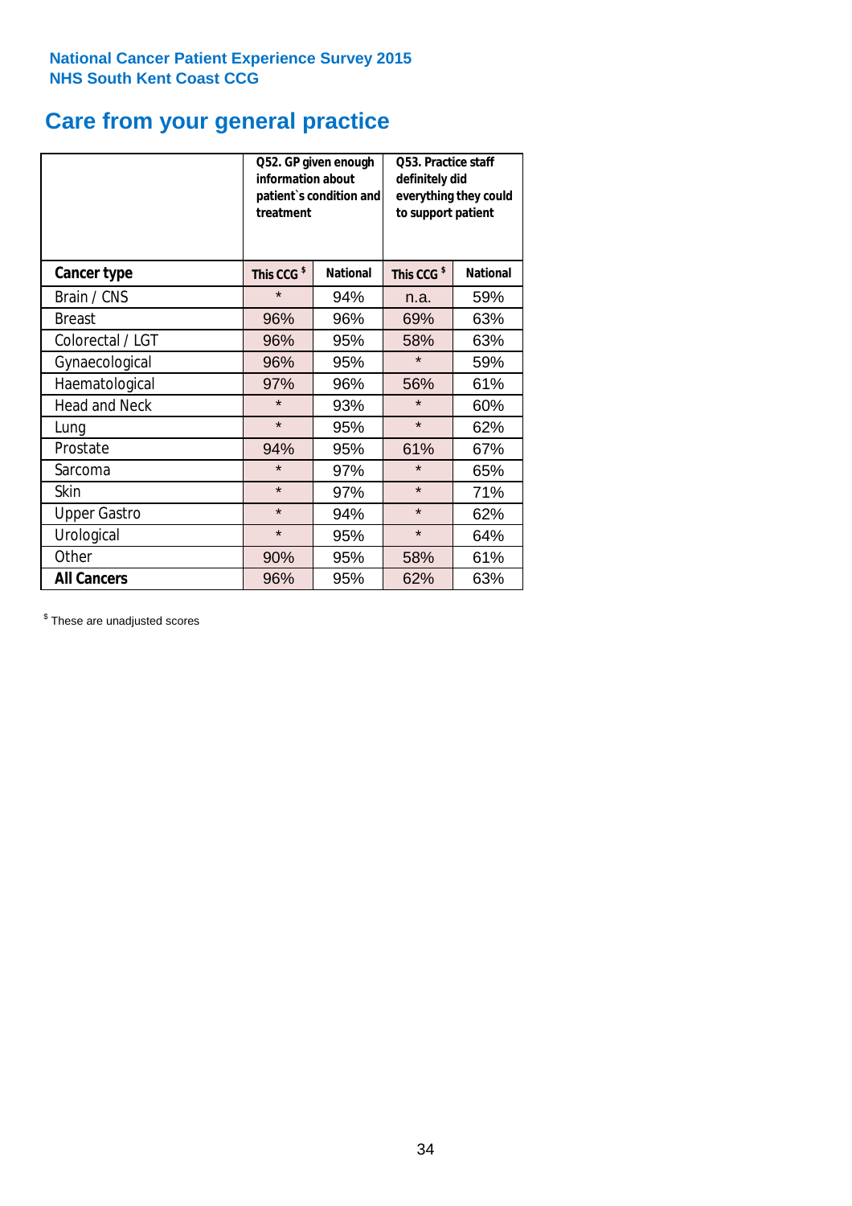National Cancer Patient Experience Survey 2015
NHS South Kent Coast CCG

# Care from your general practice

| | Q52. GP given enough information about patient`s condition and treatment | | Q53. Practice staff definitely did everything they could to support patient | |
|---|---|---|---|---|
| **Cancer type** | This CCG $ | National | This CCG $ | National |
| Brain / CNS | * | 94% | n.a. | 59% |
| Breast | 96% | 96% | 69% | 63% |
| Colorectal / LGT | 96% | 95% | 58% | 63% |
| Gynaecological | 96% | 95% | * | 59% |
| Haematological | 97% | 96% | 56% | 61% |
| Head and Neck | * | 93% | * | 60% |
| Lung | * | 95% | * | 62% |
| Prostate | 94% | 95% | 61% | 67% |
| Sarcoma | * | 97% | * | 65% |
| Skin | * | 97% | * | 71% |
| Upper Gastro | * | 94% | * | 62% |
| Urological | * | 95% | * | 64% |
| Other | 90% | 95% | 58% | 61% |
| **All Cancers** | 96% | 95% | 62% | 63% |

$ These are unadjusted scores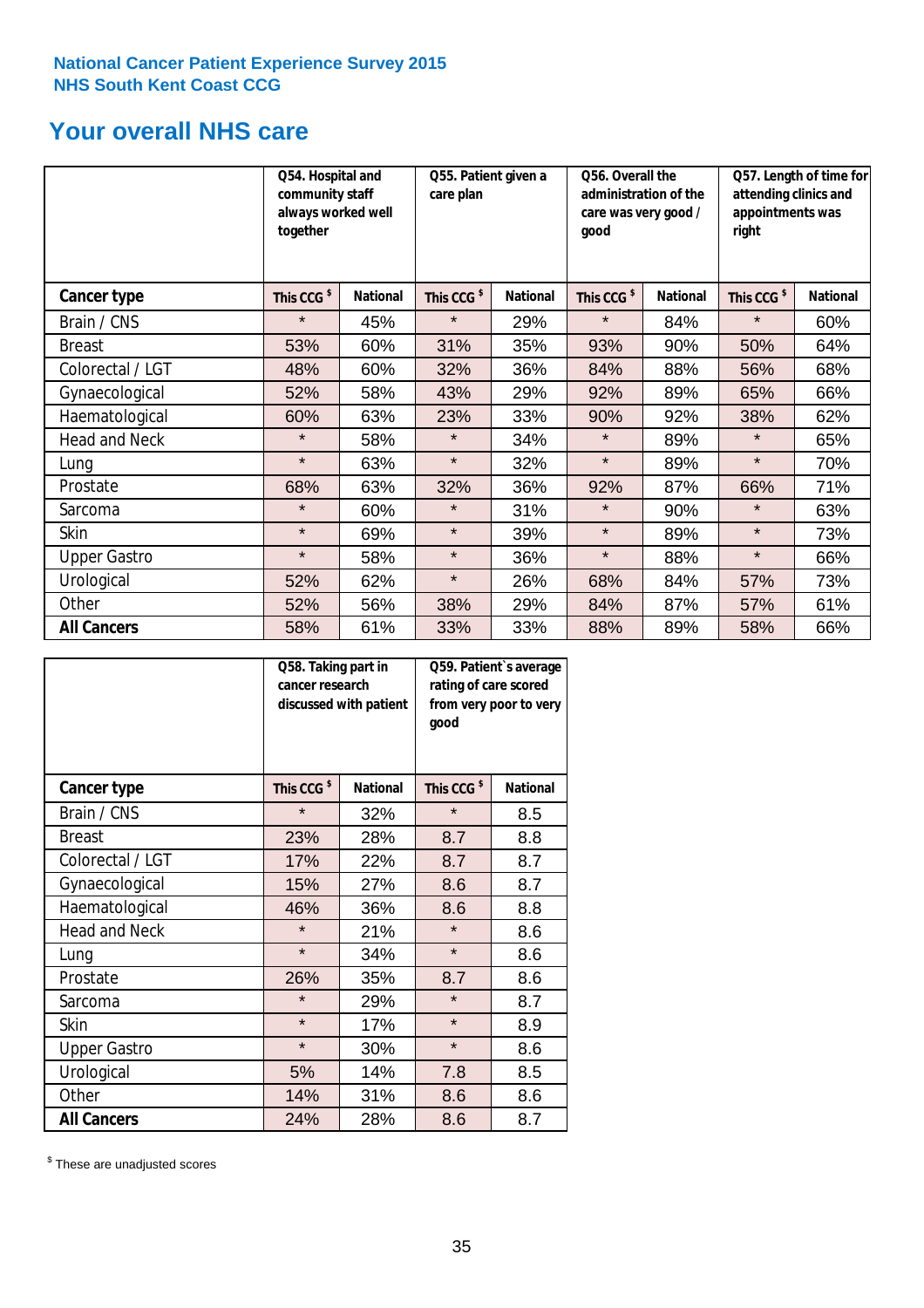National Cancer Patient Experience Survey 2015
NHS South Kent Coast CCG

## Your overall NHS care

| | Q54. Hospital and community staff always worked well together | | Q55. Patient given a care plan | | Q56. Overall the administration of the care was very good / good | | Q57. Length of time for attending clinics and appointments was right | |
|---|---|---|---|---|---|---|---|---|
| **Cancer type** | This CCG $ | National | This CCG $ | National | This CCG $ | National | This CCG $ | National |
| Brain / CNS | * | 45% | * | 29% | * | 84% | * | 60% |
| Breast | 53% | 60% | 31% | 35% | 93% | 90% | 50% | 64% |
| Colorectal / LGT | 48% | 60% | 32% | 36% | 84% | 88% | 56% | 68% |
| Gynaecological | 52% | 58% | 43% | 29% | 92% | 89% | 65% | 66% |
| Haematological | 60% | 63% | 23% | 33% | 90% | 92% | 38% | 62% |
| Head and Neck | * | 58% | * | 34% | * | 89% | * | 65% |
| Lung | * | 63% | * | 32% | * | 89% | * | 70% |
| Prostate | 68% | 63% | 32% | 36% | 92% | 87% | 66% | 71% |
| Sarcoma | * | 60% | * | 31% | * | 90% | * | 63% |
| Skin | * | 69% | * | 39% | * | 89% | * | 73% |
| Upper Gastro | * | 58% | * | 36% | * | 88% | * | 66% |
| Urological | 52% | 62% | * | 26% | 68% | 84% | 57% | 73% |
| Other | 52% | 56% | 38% | 29% | 84% | 87% | 57% | 61% |
| **All Cancers** | 58% | 61% | 33% | 33% | 88% | 89% | 58% | 66% |

| | Q58. Taking part in cancer research discussed with patient | | Q59. Patient`s average rating of care scored from very poor to very good | |
|---|---|---|---|---|
| **Cancer type** | This CCG $ | National | This CCG $ | National |
| Brain / CNS | * | 32% | * | 8.5 |
| Breast | 23% | 28% | 8.7 | 8.8 |
| Colorectal / LGT | 17% | 22% | 8.7 | 8.7 |
| Gynaecological | 15% | 27% | 8.6 | 8.7 |
| Haematological | 46% | 36% | 8.6 | 8.8 |
| Head and Neck | * | 21% | * | 8.6 |
| Lung | * | 34% | * | 8.6 |
| Prostate | 26% | 35% | 8.7 | 8.6 |
| Sarcoma | * | 29% | * | 8.7 |
| Skin | * | 17% | * | 8.9 |
| Upper Gastro | * | 30% | * | 8.6 |
| Urological | 5% | 14% | 7.8 | 8.5 |
| Other | 14% | 31% | 8.6 | 8.6 |
| **All Cancers** | 24% | 28% | 8.6 | 8.7 |

$ These are unadjusted scores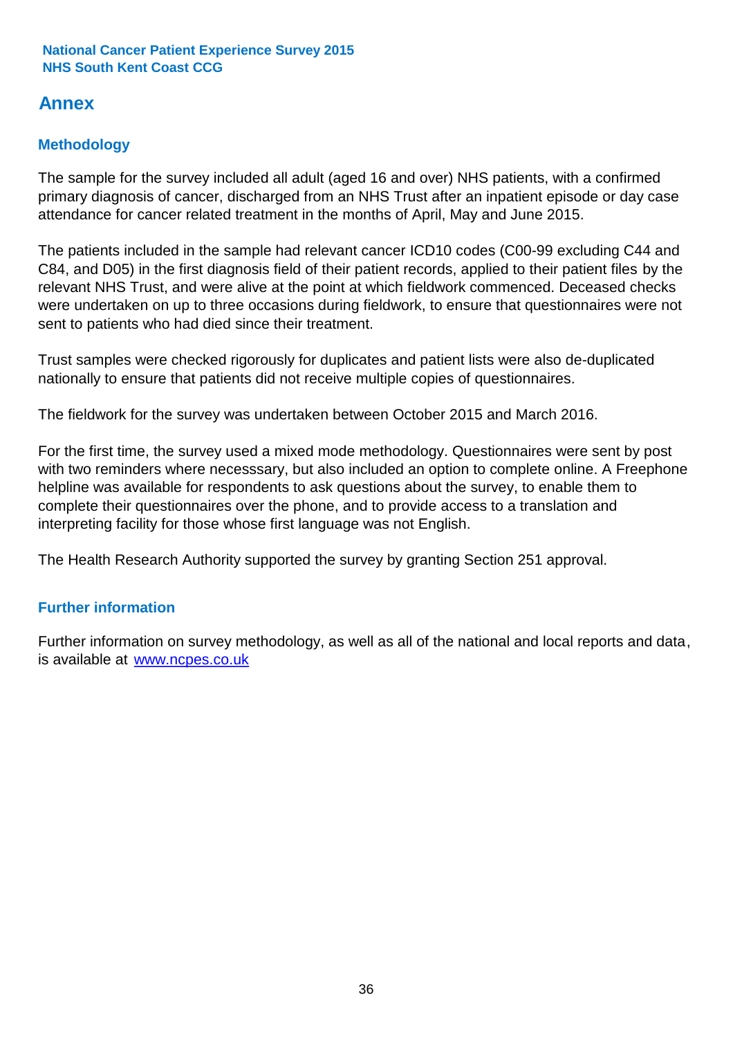## Annex

### Methodology

The sample for the survey included all adult (aged 16 and over) NHS patients, with a confirmed primary diagnosis of cancer, discharged from an NHS Trust after an inpatient episode or day case attendance for cancer related treatment in the months of April, May and June 2015.

The patients included in the sample had relevant cancer ICD10 codes (C00-99 excluding C44 and C84, and D05) in the first diagnosis field of their patient records, applied to their patient files by the relevant NHS Trust, and were alive at the point at which fieldwork commenced. Deceased checks were undertaken on up to three occasions during fieldwork, to ensure that questionnaires were not sent to patients who had died since their treatment.

Trust samples were checked rigorously for duplicates and patient lists were also de-duplicated nationally to ensure that patients did not receive multiple copies of questionnaires.

The fieldwork for the survey was undertaken between October 2015 and March 2016.

For the first time, the survey used a mixed mode methodology. Questionnaires were sent by post with two reminders where necesssary, but also included an option to complete online. A Freephone helpline was available for respondents to ask questions about the survey, to enable them to complete their questionnaires over the phone, and to provide access to a translation and interpreting facility for those whose first language was not English.

The Health Research Authority supported the survey by granting Section 251 approval.

### Further information

Further information on survey methodology, as well as all of the national and local reports and data, is available at [www.ncpes.co.uk](http://www.ncpes.co.uk)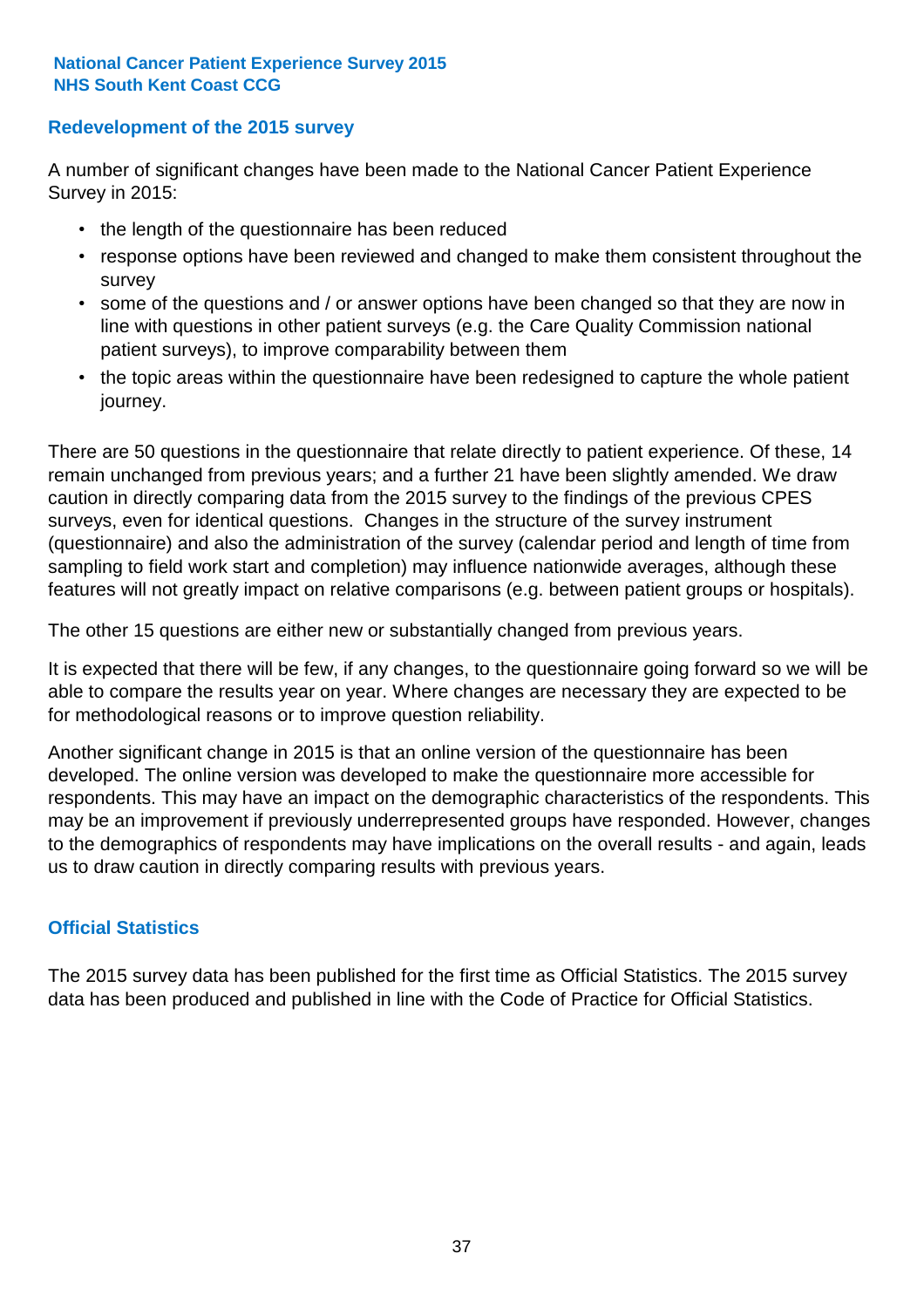## Redevelopment of the 2015 survey

A number of significant changes have been made to the National Cancer Patient Experience Survey in 2015:

- the length of the questionnaire has been reduced
- response options have been reviewed and changed to make them consistent throughout the survey
- some of the questions and / or answer options have been changed so that they are now in line with questions in other patient surveys (e.g. the Care Quality Commission national patient surveys), to improve comparability between them
- the topic areas within the questionnaire have been redesigned to capture the whole patient journey.

There are 50 questions in the questionnaire that relate directly to patient experience. Of these, 14 remain unchanged from previous years; and a further 21 have been slightly amended. We draw caution in directly comparing data from the 2015 survey to the findings of the previous CPES surveys, even for identical questions. Changes in the structure of the survey instrument (questionnaire) and also the administration of the survey (calendar period and length of time from sampling to field work start and completion) may influence nationwide averages, although these features will not greatly impact on relative comparisons (e.g. between patient groups or hospitals).

The other 15 questions are either new or substantially changed from previous years.

It is expected that there will be few, if any changes, to the questionnaire going forward so we will be able to compare the results year on year. Where changes are necessary they are expected to be for methodological reasons or to improve question reliability.

Another significant change in 2015 is that an online version of the questionnaire has been developed. The online version was developed to make the questionnaire more accessible for respondents. This may have an impact on the demographic characteristics of the respondents. This may be an improvement if previously underrepresented groups have responded. However, changes to the demographics of respondents may have implications on the overall results - and again, leads us to draw caution in directly comparing results with previous years.

## Official Statistics

The 2015 survey data has been published for the first time as Official Statistics. The 2015 survey data has been produced and published in line with the Code of Practice for Official Statistics.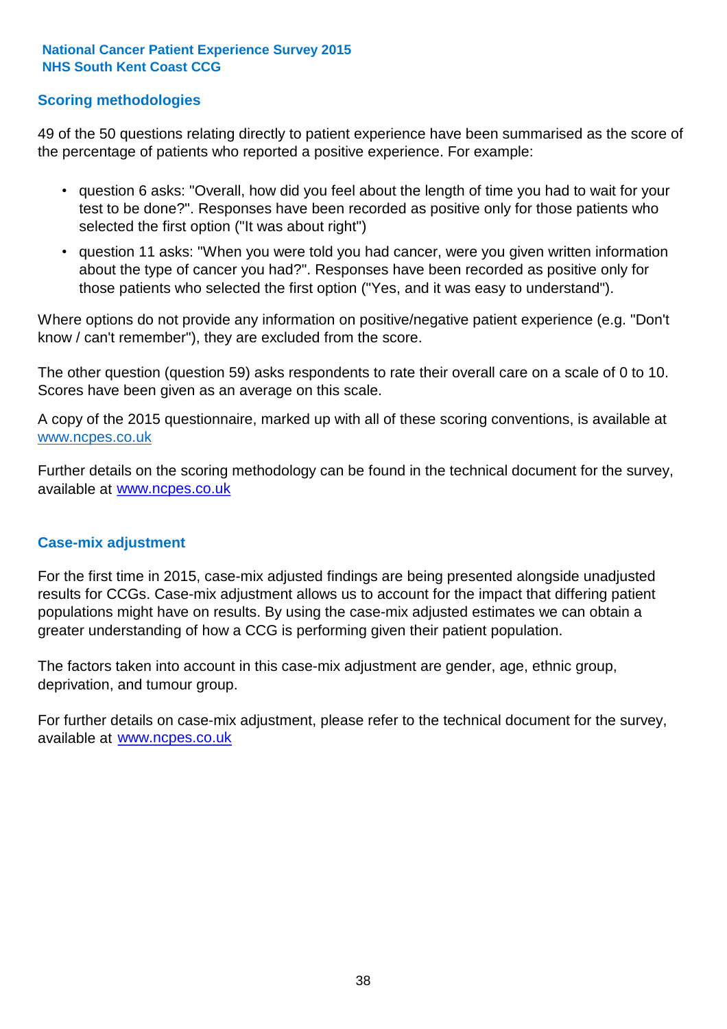## Scoring methodologies

49 of the 50 questions relating directly to patient experience have been summarised as the score of the percentage of patients who reported a positive experience. For example:

- question 6 asks: "Overall, how did you feel about the length of time you had to wait for your test to be done?". Responses have been recorded as positive only for those patients who selected the first option ("It was about right")
- question 11 asks: "When you were told you had cancer, were you given written information about the type of cancer you had?". Responses have been recorded as positive only for those patients who selected the first option ("Yes, and it was easy to understand").

Where options do not provide any information on positive/negative patient experience (e.g. "Don't know / can't remember"), they are excluded from the score.

The other question (question 59) asks respondents to rate their overall care on a scale of 0 to 10. Scores have been given as an average on this scale.

A copy of the 2015 questionnaire, marked up with all of these scoring conventions, is available at www.ncpes.co.uk

Further details on the scoring methodology can be found in the technical document for the survey, available at www.ncpes.co.uk

## Case-mix adjustment

For the first time in 2015, case-mix adjusted findings are being presented alongside unadjusted results for CCGs. Case-mix adjustment allows us to account for the impact that differing patient populations might have on results. By using the case-mix adjusted estimates we can obtain a greater understanding of how a CCG is performing given their patient population.

The factors taken into account in this case-mix adjustment are gender, age, ethnic group, deprivation, and tumour group.

For further details on case-mix adjustment, please refer to the technical document for the survey, available at www.ncpes.co.uk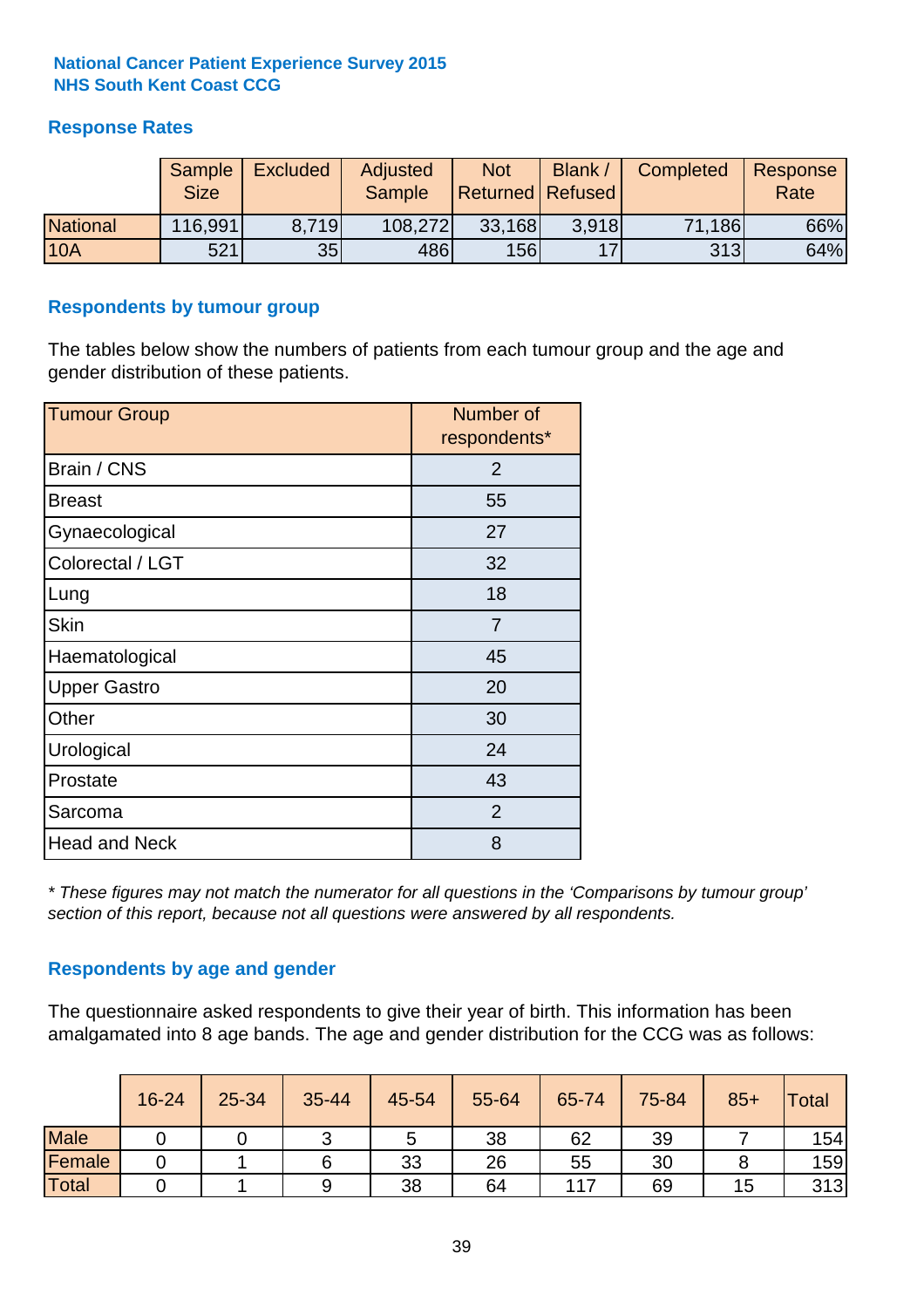**National Cancer Patient Experience Survey 2015**
**NHS South Kent Coast CCG**

## Response Rates

| | Sample Size | Excluded | Adjusted Sample | Not Returned | Blank / Refused | Completed | Response Rate |
|---|---|---|---|---|---|---|---|
| National | 116,991 | 8,719 | 108,272 | 33,168 | 3,918 | 71,186 | 66% |
| 10A | 521 | 35 | 486 | 156 | 17 | 313 | 64% |

## Respondents by tumour group

The tables below show the numbers of patients from each tumour group and the age and gender distribution of these patients.

| Tumour Group | Number of respondents* |
|---|---|
| Brain / CNS | 2 |
| Breast | 55 |
| Gynaecological | 27 |
| Colorectal / LGT | 32 |
| Lung | 18 |
| Skin | 7 |
| Haematological | 45 |
| Upper Gastro | 20 |
| Other | 30 |
| Urological | 24 |
| Prostate | 43 |
| Sarcoma | 2 |
| Head and Neck | 8 |

*\* These figures may not match the numerator for all questions in the 'Comparisons by tumour group' section of this report, because not all questions were answered by all respondents.*

## Respondents by age and gender

The questionnaire asked respondents to give their year of birth. This information has been amalgamated into 8 age bands. The age and gender distribution for the CCG was as follows:

| | 16-24 | 25-34 | 35-44 | 45-54 | 55-64 | 65-74 | 75-84 | 85+ | Total |
|---|---|---|---|---|---|---|---|---|---|
| Male | 0 | 0 | 3 | 5 | 38 | 62 | 39 | 7 | 154 |
| Female | 0 | 1 | 6 | 33 | 26 | 55 | 30 | 8 | 159 |
| Total | 0 | 1 | 9 | 38 | 64 | 117 | 69 | 15 | 313 |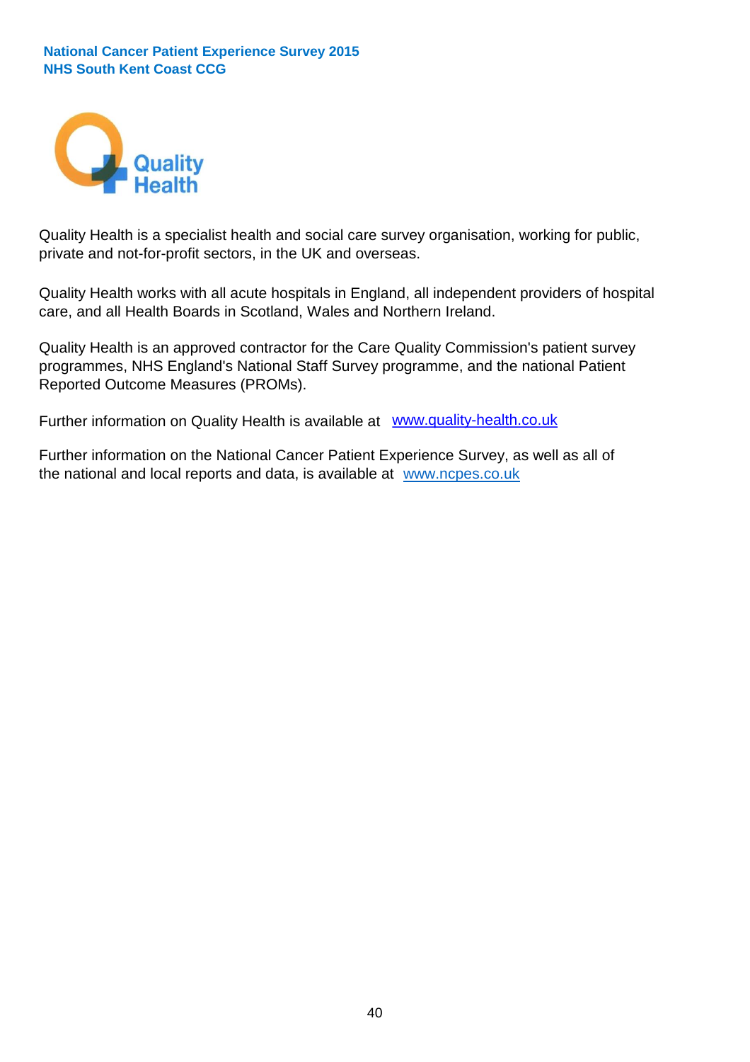Quality Health

Quality Health is a specialist health and social care survey organisation, working for public, private and not-for-profit sectors, in the UK and overseas.

Quality Health works with all acute hospitals in England, all independent providers of hospital care, and all Health Boards in Scotland, Wales and Northern Ireland.

Quality Health is an approved contractor for the Care Quality Commission's patient survey programmes, NHS England's National Staff Survey programme, and the national Patient Reported Outcome Measures (PROMs).

Further information on Quality Health is available at www.quality-health.co.uk

Further information on the National Cancer Patient Experience Survey, as well as all of the national and local reports and data, is available at www.ncpes.co.uk